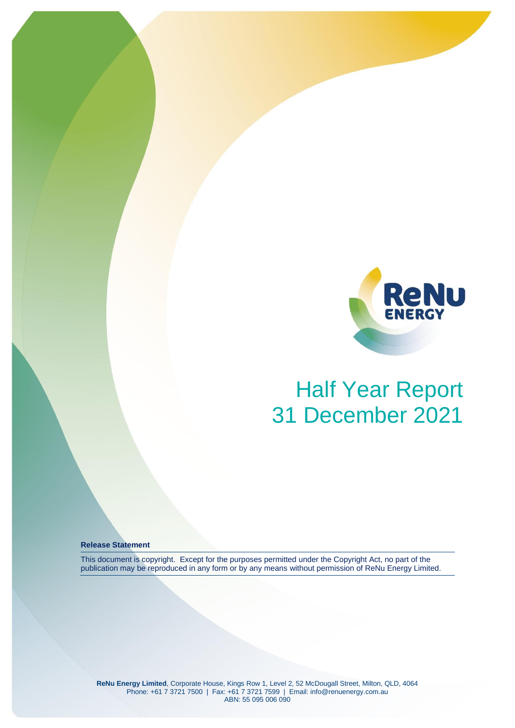ReNu ENERGY

# Half Year Report 31 December 2021

**Release Statement**

This document is copyright. Except for the purposes permitted under the Copyright Act, no part of the publication may be reproduced in any form or by any means without permission of ReNu Energy Limited.

**ReNu Energy Limited**, Corporate House, Kings Row 1, Level 2, 52 McDougall Street, Milton, QLD, 4064
Phone: +61 7 3721 7500 | Fax: +61 7 3721 7599 | Email: info@renuenergy.com.au
ABN: 55 095 006 090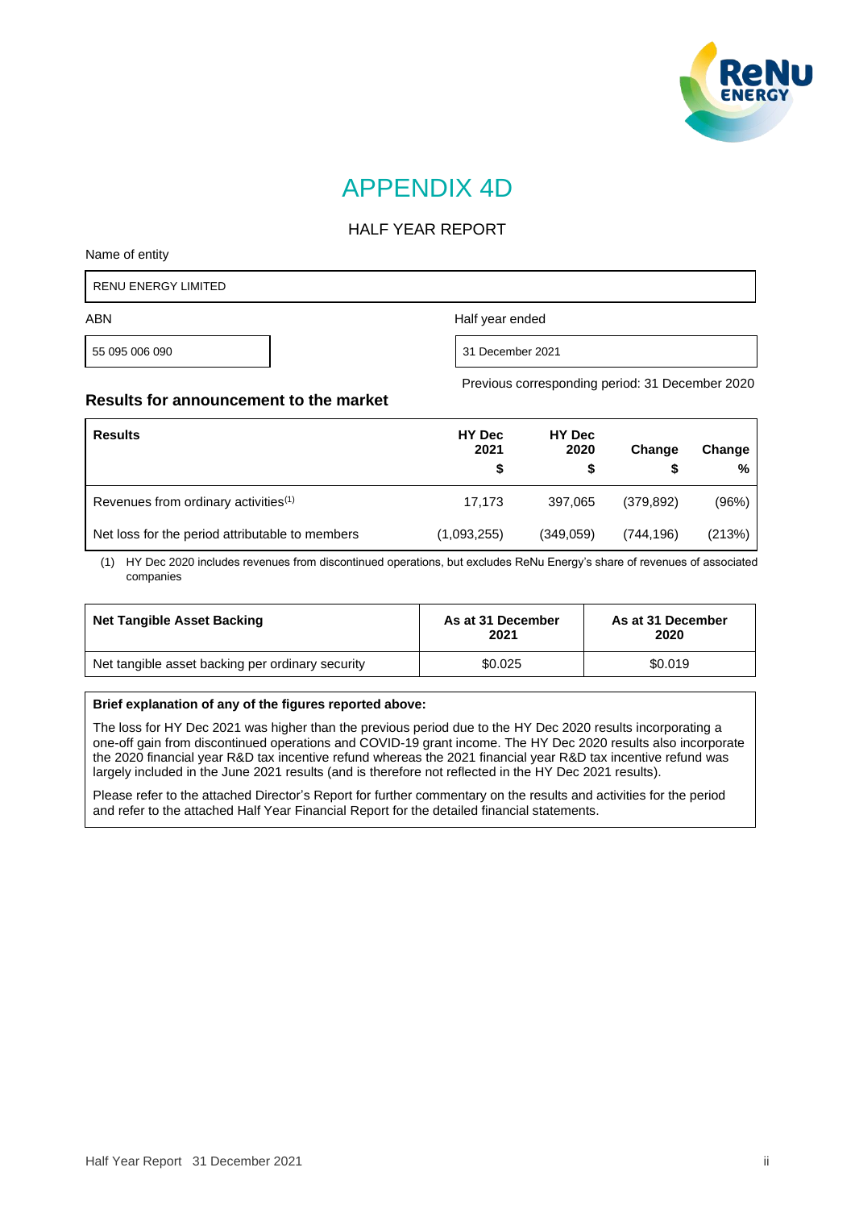# APPENDIX 4D

## HALF YEAR REPORT

Name of entity

| |
|---|
| RENU ENERGY LIMITED |

| ABN | Half year ended |
|---|---|
| 55 095 006 090 | 31 December 2021 |

Previous corresponding period: 31 December 2020

### Results for announcement to the market

| Results | HY Dec 2021 $ | HY Dec 2020 $ | Change $ | Change % |
|---|---|---|---|---|
| Revenues from ordinary activities[(1)] | 17,173 | 397,065 | (379,892) | (96%) |
| Net loss for the period attributable to members | (1,093,255) | (349,059) | (744,196) | (213%) |

(1) HY Dec 2020 includes revenues from discontinued operations, but excludes ReNu Energy's share of revenues of associated companies

| Net Tangible Asset Backing | As at 31 December 2021 | As at 31 December 2020 |
|---|---|---|
| Net tangible asset backing per ordinary security | $0.025 | $0.019 |

**Brief explanation of any of the figures reported above:**

The loss for HY Dec 2021 was higher than the previous period due to the HY Dec 2020 results incorporating a one-off gain from discontinued operations and COVID-19 grant income. The HY Dec 2020 results also incorporate the 2020 financial year R&D tax incentive refund whereas the 2021 financial year R&D tax incentive refund was largely included in the June 2021 results (and is therefore not reflected in the HY Dec 2021 results).

Please refer to the attached Director's Report for further commentary on the results and activities for the period and refer to the attached Half Year Financial Report for the detailed financial statements.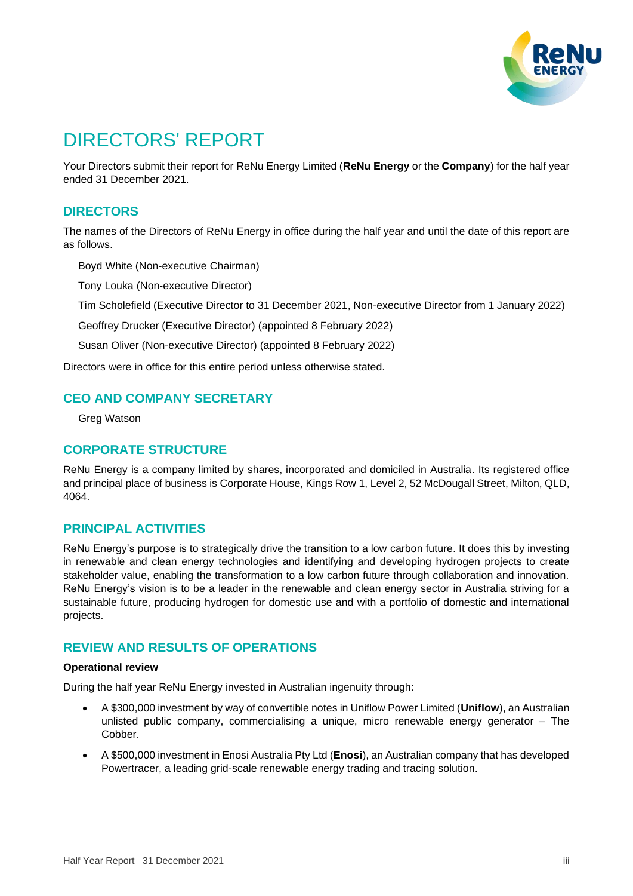# DIRECTORS' REPORT

Your Directors submit their report for ReNu Energy Limited (**ReNu Energy** or the **Company**) for the half year ended 31 December 2021.

## DIRECTORS

The names of the Directors of ReNu Energy in office during the half year and until the date of this report are as follows.

Boyd White (Non-executive Chairman)

Tony Louka (Non-executive Director)

Tim Scholefield (Executive Director to 31 December 2021, Non-executive Director from 1 January 2022)

Geoffrey Drucker (Executive Director) (appointed 8 February 2022)

Susan Oliver (Non-executive Director) (appointed 8 February 2022)

Directors were in office for this entire period unless otherwise stated.

## CEO AND COMPANY SECRETARY

Greg Watson

## CORPORATE STRUCTURE

ReNu Energy is a company limited by shares, incorporated and domiciled in Australia. Its registered office and principal place of business is Corporate House, Kings Row 1, Level 2, 52 McDougall Street, Milton, QLD, 4064.

## PRINCIPAL ACTIVITIES

ReNu Energy's purpose is to strategically drive the transition to a low carbon future. It does this by investing in renewable and clean energy technologies and identifying and developing hydrogen projects to create stakeholder value, enabling the transformation to a low carbon future through collaboration and innovation. ReNu Energy's vision is to be a leader in the renewable and clean energy sector in Australia striving for a sustainable future, producing hydrogen for domestic use and with a portfolio of domestic and international projects.

## REVIEW AND RESULTS OF OPERATIONS

**Operational review**

During the half year ReNu Energy invested in Australian ingenuity through:

- A $300,000 investment by way of convertible notes in Uniflow Power Limited (**Uniflow**), an Australian unlisted public company, commercialising a unique, micro renewable energy generator – The Cobber.
- A $500,000 investment in Enosi Australia Pty Ltd (**Enosi**), an Australian company that has developed Powertracer, a leading grid-scale renewable energy trading and tracing solution.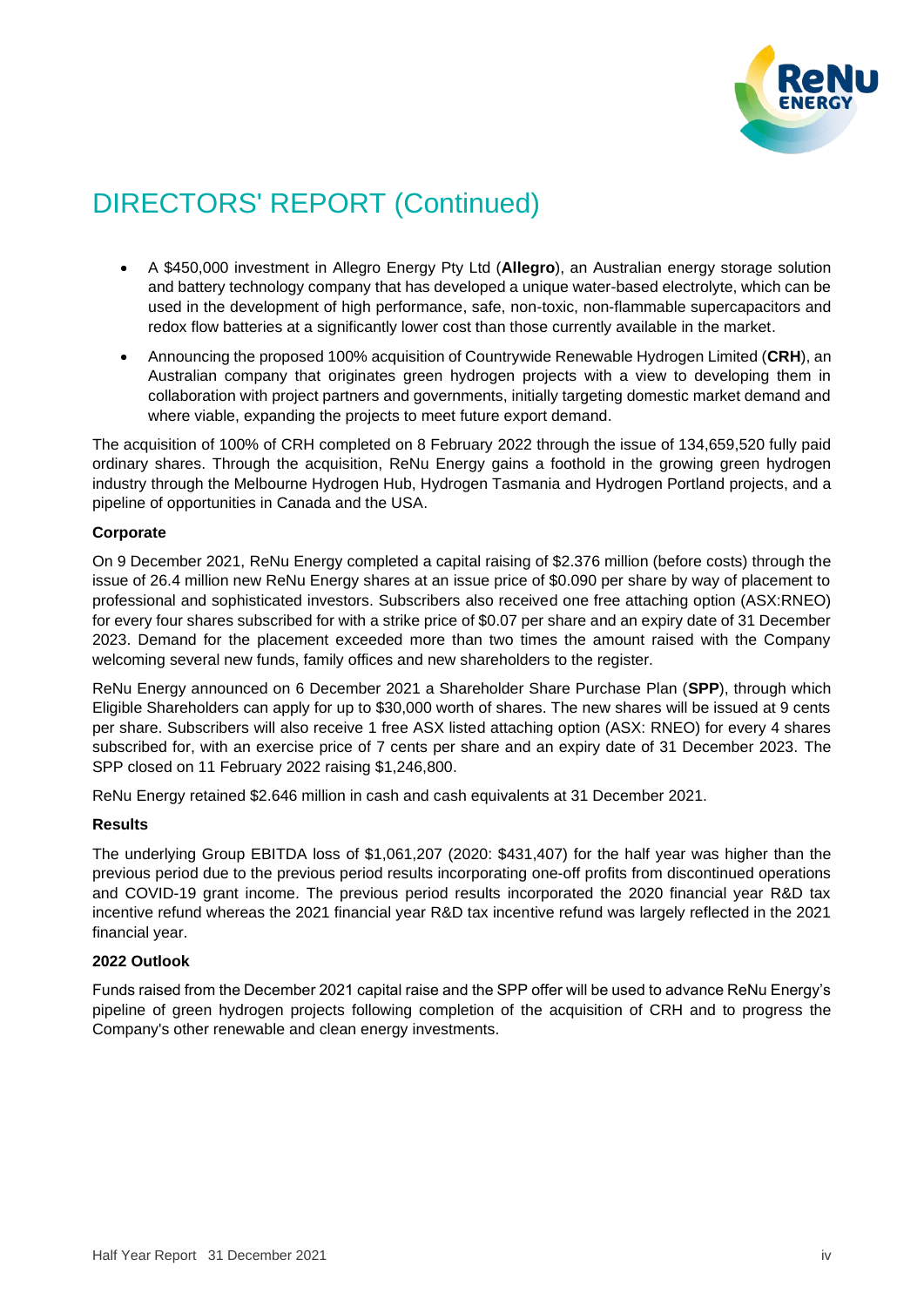# DIRECTORS' REPORT (Continued)

- A $450,000 investment in Allegro Energy Pty Ltd (**Allegro**), an Australian energy storage solution and battery technology company that has developed a unique water-based electrolyte, which can be used in the development of high performance, safe, non-toxic, non-flammable supercapacitors and redox flow batteries at a significantly lower cost than those currently available in the market.
- Announcing the proposed 100% acquisition of Countrywide Renewable Hydrogen Limited (**CRH**), an Australian company that originates green hydrogen projects with a view to developing them in collaboration with project partners and governments, initially targeting domestic market demand and where viable, expanding the projects to meet future export demand.

The acquisition of 100% of CRH completed on 8 February 2022 through the issue of 134,659,520 fully paid ordinary shares. Through the acquisition, ReNu Energy gains a foothold in the growing green hydrogen industry through the Melbourne Hydrogen Hub, Hydrogen Tasmania and Hydrogen Portland projects, and a pipeline of opportunities in Canada and the USA.

**Corporate**

On 9 December 2021, ReNu Energy completed a capital raising of $2.376 million (before costs) through the issue of 26.4 million new ReNu Energy shares at an issue price of $0.090 per share by way of placement to professional and sophisticated investors. Subscribers also received one free attaching option (ASX:RNEO) for every four shares subscribed for with a strike price of $0.07 per share and an expiry date of 31 December 2023. Demand for the placement exceeded more than two times the amount raised with the Company welcoming several new funds, family offices and new shareholders to the register.

ReNu Energy announced on 6 December 2021 a Shareholder Share Purchase Plan (**SPP**), through which Eligible Shareholders can apply for up to $30,000 worth of shares. The new shares will be issued at 9 cents per share. Subscribers will also receive 1 free ASX listed attaching option (ASX: RNEO) for every 4 shares subscribed for, with an exercise price of 7 cents per share and an expiry date of 31 December 2023. The SPP closed on 11 February 2022 raising $1,246,800.

ReNu Energy retained $2.646 million in cash and cash equivalents at 31 December 2021.

**Results**

The underlying Group EBITDA loss of $1,061,207 (2020: $431,407) for the half year was higher than the previous period due to the previous period results incorporating one-off profits from discontinued operations and COVID-19 grant income. The previous period results incorporated the 2020 financial year R&D tax incentive refund whereas the 2021 financial year R&D tax incentive refund was largely reflected in the 2021 financial year.

**2022 Outlook**

Funds raised from the December 2021 capital raise and the SPP offer will be used to advance ReNu Energy's pipeline of green hydrogen projects following completion of the acquisition of CRH and to progress the Company's other renewable and clean energy investments.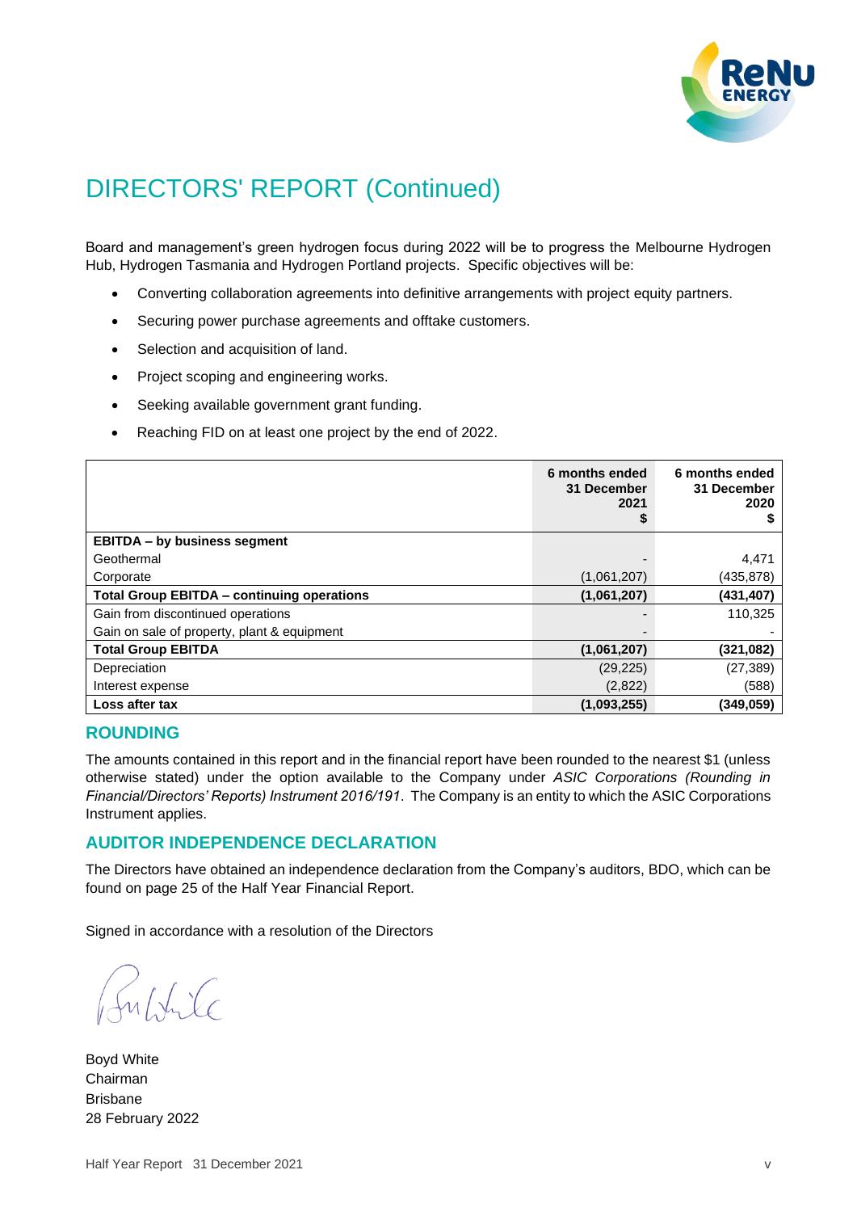# DIRECTORS' REPORT (Continued)

Board and management's green hydrogen focus during 2022 will be to progress the Melbourne Hydrogen Hub, Hydrogen Tasmania and Hydrogen Portland projects. Specific objectives will be:

- Converting collaboration agreements into definitive arrangements with project equity partners.
- Securing power purchase agreements and offtake customers.
- Selection and acquisition of land.
- Project scoping and engineering works.
- Seeking available government grant funding.
- Reaching FID on at least one project by the end of 2022.

| | 6 months ended 31 December 2021 $ | 6 months ended 31 December 2020 $ |
|---|---|---|
| **EBITDA – by business segment** | | |
| Geothermal | - | 4,471 |
| Corporate | (1,061,207) | (435,878) |
| **Total Group EBITDA – continuing operations** | **(1,061,207)** | **(431,407)** |
| Gain from discontinued operations | - | 110,325 |
| Gain on sale of property, plant & equipment | - | - |
| **Total Group EBITDA** | **(1,061,207)** | **(321,082)** |
| Depreciation | (29,225) | (27,389) |
| Interest expense | (2,822) | (588) |
| **Loss after tax** | **(1,093,255)** | **(349,059)** |

## ROUNDING

The amounts contained in this report and in the financial report have been rounded to the nearest $1 (unless otherwise stated) under the option available to the Company under *ASIC Corporations (Rounding in Financial/Directors' Reports) Instrument 2016/191*. The Company is an entity to which the ASIC Corporations Instrument applies.

## AUDITOR INDEPENDENCE DECLARATION

The Directors have obtained an independence declaration from the Company's auditors, BDO, which can be found on page 25 of the Half Year Financial Report.

Signed in accordance with a resolution of the Directors

Boyd White
Chairman
Brisbane
28 February 2022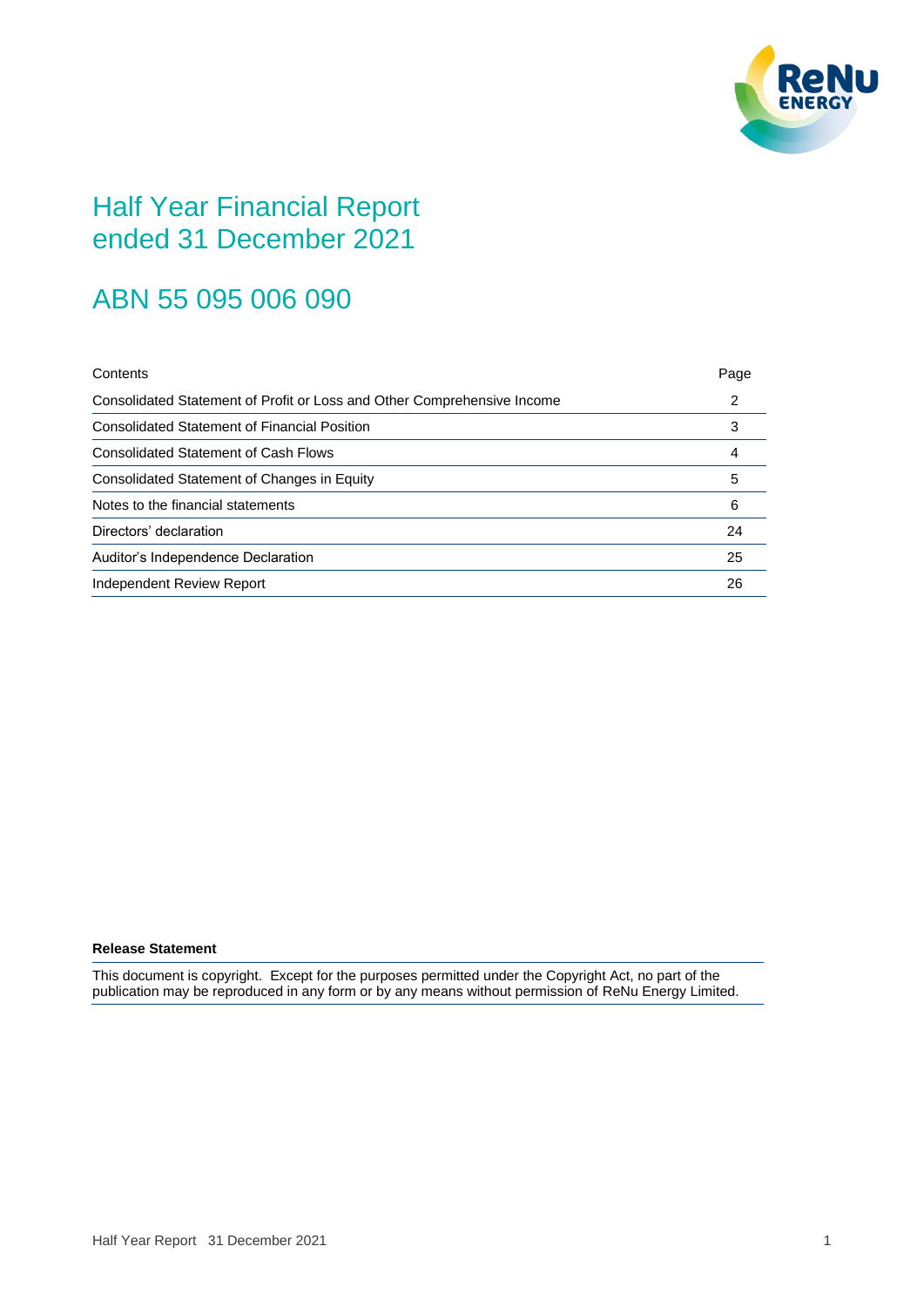# Half Year Financial Report ended 31 December 2021

# ABN 55 095 006 090

| Contents | Page |
|---|---|
| Consolidated Statement of Profit or Loss and Other Comprehensive Income | 2 |
| Consolidated Statement of Financial Position | 3 |
| Consolidated Statement of Cash Flows | 4 |
| Consolidated Statement of Changes in Equity | 5 |
| Notes to the financial statements | 6 |
| Directors' declaration | 24 |
| Auditor's Independence Declaration | 25 |
| Independent Review Report | 26 |

**Release Statement**

This document is copyright. Except for the purposes permitted under the Copyright Act, no part of the publication may be reproduced in any form or by any means without permission of ReNu Energy Limited.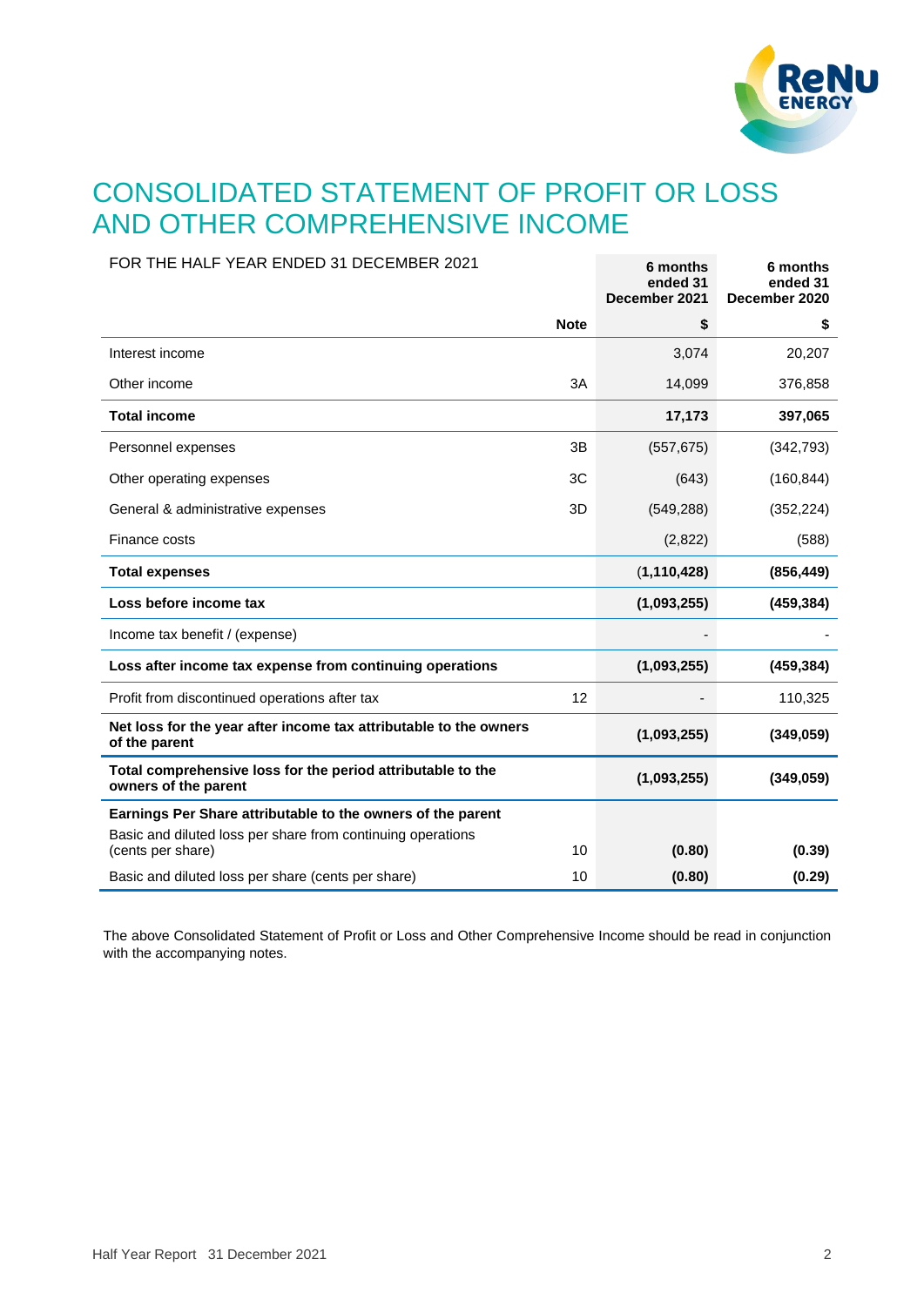# CONSOLIDATED STATEMENT OF PROFIT OR LOSS AND OTHER COMPREHENSIVE INCOME

| FOR THE HALF YEAR ENDED 31 DECEMBER 2021 | Note | 6 months ended 31 December 2021 | 6 months ended 31 December 2020 |
|---|---|---|---|
| | | **$** | **$** |
| Interest income | | 3,074 | 20,207 |
| Other income | 3A | 14,099 | 376,858 |
| **Total income** | | **17,173** | **397,065** |
| Personnel expenses | 3B | (557,675) | (342,793) |
| Other operating expenses | 3C | (643) | (160,844) |
| General & administrative expenses | 3D | (549,288) | (352,224) |
| Finance costs | | (2,822) | (588) |
| **Total expenses** | | **(1,110,428)** | **(856,449)** |
| **Loss before income tax** | | **(1,093,255)** | **(459,384)** |
| Income tax benefit / (expense) | | - | - |
| **Loss after income tax expense from continuing operations** | | **(1,093,255)** | **(459,384)** |
| Profit from discontinued operations after tax | 12 | - | 110,325 |
| **Net loss for the year after income tax attributable to the owners of the parent** | | **(1,093,255)** | **(349,059)** |
| **Total comprehensive loss for the period attributable to the owners of the parent** | | **(1,093,255)** | **(349,059)** |
| **Earnings Per Share attributable to the owners of the parent** | | | |
| Basic and diluted loss per share from continuing operations (cents per share) | 10 | **(0.80)** | **(0.39)** |
| Basic and diluted loss per share (cents per share) | 10 | **(0.80)** | **(0.29)** |

The above Consolidated Statement of Profit or Loss and Other Comprehensive Income should be read in conjunction with the accompanying notes.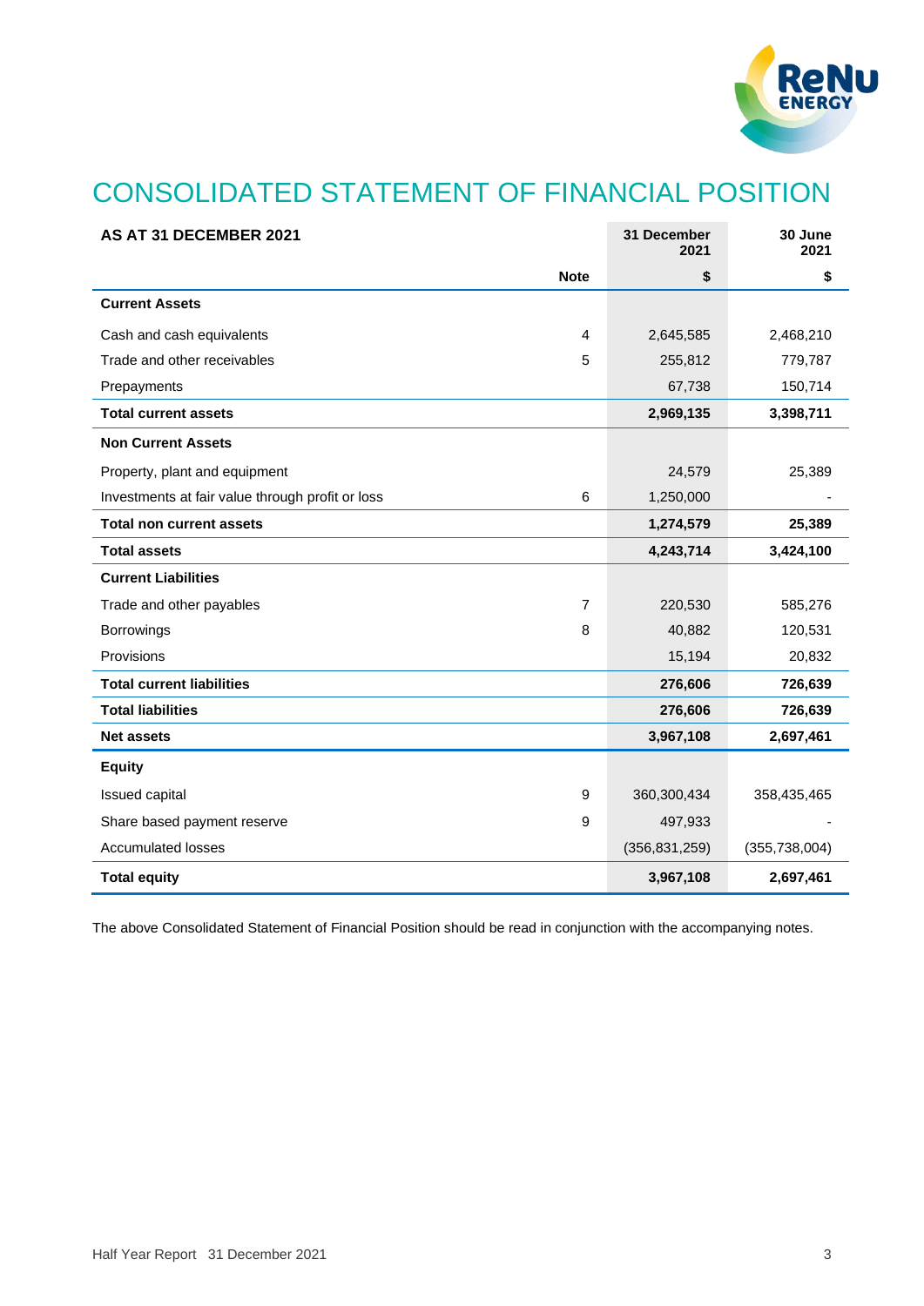# CONSOLIDATED STATEMENT OF FINANCIAL POSITION

| AS AT 31 DECEMBER 2021 | Note | 31 December 2021 $ | 30 June 2021 $ |
|---|---|---|---|
| **Current Assets** | | | |
| Cash and cash equivalents | 4 | 2,645,585 | 2,468,210 |
| Trade and other receivables | 5 | 255,812 | 779,787 |
| Prepayments | | 67,738 | 150,714 |
| **Total current assets** | | **2,969,135** | **3,398,711** |
| **Non Current Assets** | | | |
| Property, plant and equipment | | 24,579 | 25,389 |
| Investments at fair value through profit or loss | 6 | 1,250,000 | - |
| **Total non current assets** | | **1,274,579** | **25,389** |
| **Total assets** | | **4,243,714** | **3,424,100** |
| **Current Liabilities** | | | |
| Trade and other payables | 7 | 220,530 | 585,276 |
| Borrowings | 8 | 40,882 | 120,531 |
| Provisions | | 15,194 | 20,832 |
| **Total current liabilities** | | **276,606** | **726,639** |
| **Total liabilities** | | **276,606** | **726,639** |
| **Net assets** | | **3,967,108** | **2,697,461** |
| **Equity** | | | |
| Issued capital | 9 | 360,300,434 | 358,435,465 |
| Share based payment reserve | 9 | 497,933 | - |
| Accumulated losses | | (356,831,259) | (355,738,004) |
| **Total equity** | | **3,967,108** | **2,697,461** |

The above Consolidated Statement of Financial Position should be read in conjunction with the accompanying notes.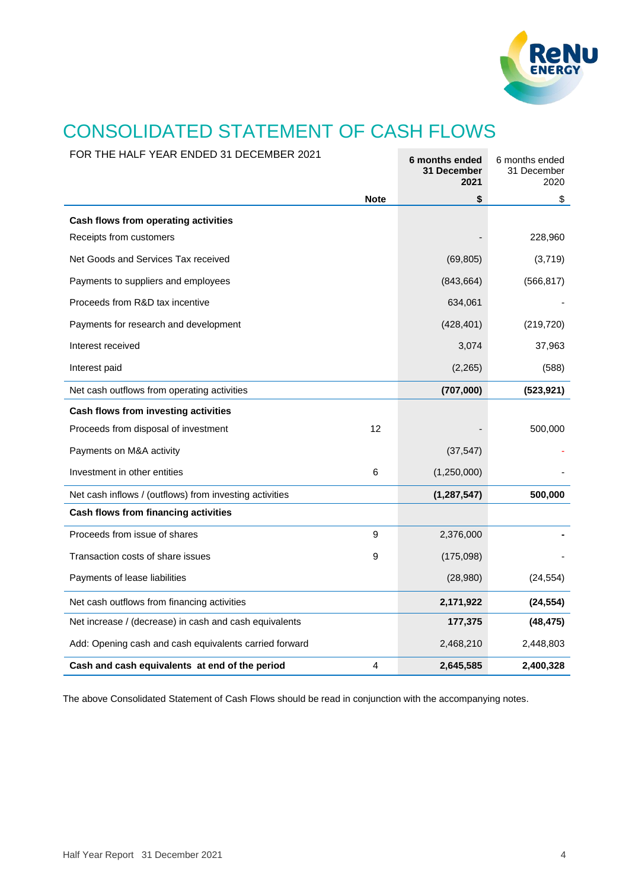# CONSOLIDATED STATEMENT OF CASH FLOWS

FOR THE HALF YEAR ENDED 31 DECEMBER 2021

| | Note | **6 months ended 31 December 2021** | 6 months ended 31 December 2020 |
|---|---|---|---|
| | | **$** | $ |
| **Cash flows from operating activities** | | | |
| Receipts from customers | | - | 228,960 |
| Net Goods and Services Tax received | | (69,805) | (3,719) |
| Payments to suppliers and employees | | (843,664) | (566,817) |
| Proceeds from R&D tax incentive | | 634,061 | - |
| Payments for research and development | | (428,401) | (219,720) |
| Interest received | | 3,074 | 37,963 |
| Interest paid | | (2,265) | (588) |
| Net cash outflows from operating activities | | **(707,000)** | **(523,921)** |
| **Cash flows from investing activities** | | | |
| Proceeds from disposal of investment | 12 | - | 500,000 |
| Payments on M&A activity | | (37,547) | - |
| Investment in other entities | 6 | (1,250,000) | - |
| Net cash inflows / (outflows) from investing activities | | **(1,287,547)** | **500,000** |
| **Cash flows from financing activities** | | | |
| Proceeds from issue of shares | 9 | 2,376,000 | **-** |
| Transaction costs of share issues | 9 | (175,098) | - |
| Payments of lease liabilities | | (28,980) | (24,554) |
| Net cash outflows from financing activities | | **2,171,922** | **(24,554)** |
| Net increase / (decrease) in cash and cash equivalents | | **177,375** | **(48,475)** |
| Add: Opening cash and cash equivalents carried forward | | 2,468,210 | 2,448,803 |
| **Cash and cash equivalents at end of the period** | 4 | **2,645,585** | **2,400,328** |

The above Consolidated Statement of Cash Flows should be read in conjunction with the accompanying notes.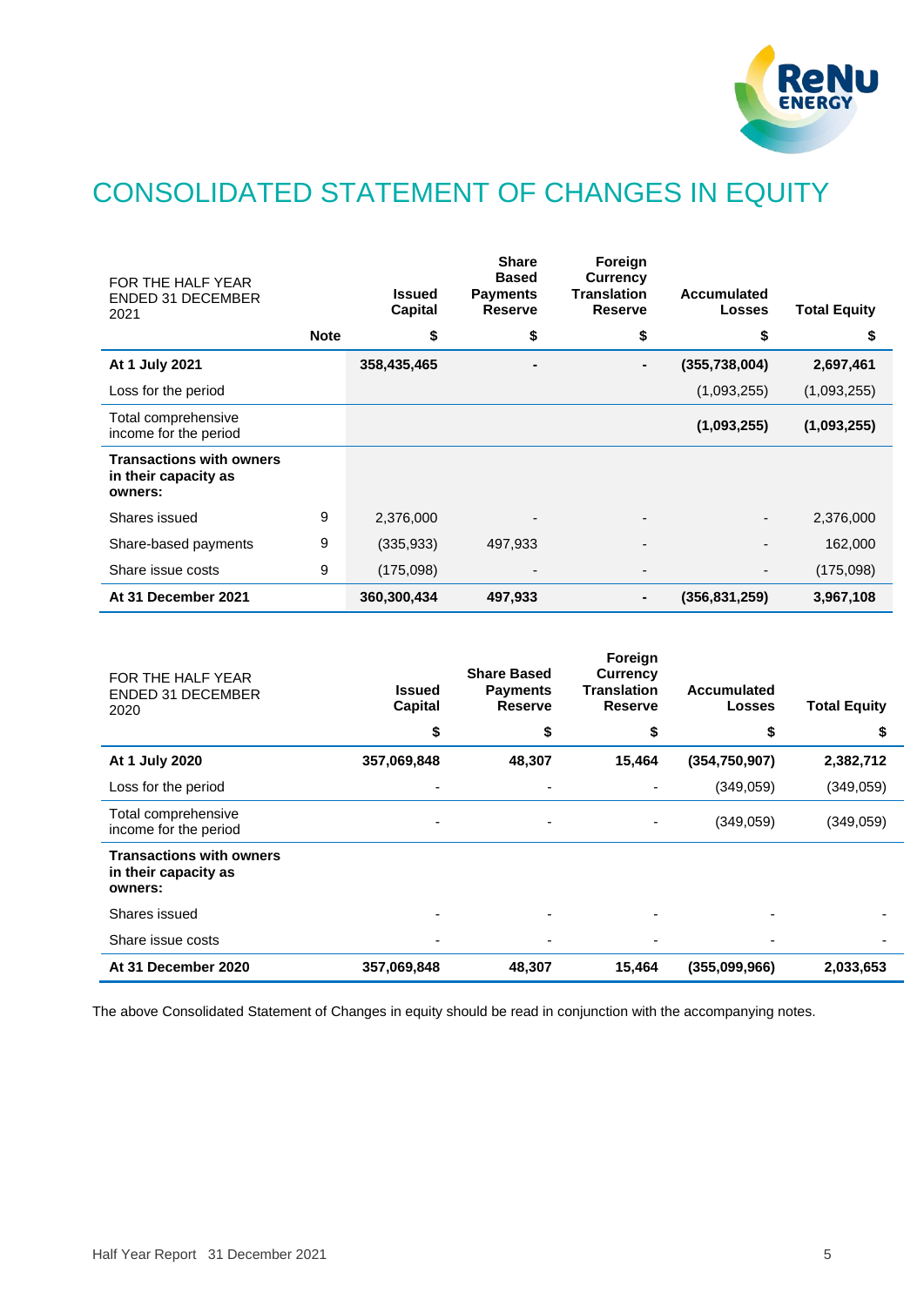# CONSOLIDATED STATEMENT OF CHANGES IN EQUITY

| FOR THE HALF YEAR ENDED 31 DECEMBER 2021 | Note | Issued Capital | Share Based Payments Reserve | Foreign Currency Translation Reserve | Accumulated Losses | Total Equity |
|---|---|---|---|---|---|---|
| | | $ | $ | $ | $ | $ |
| **At 1 July 2021** | | **358,435,465** | **-** | **-** | **(355,738,004)** | **2,697,461** |
| Loss for the period | | | | | (1,093,255) | (1,093,255) |
| Total comprehensive income for the period | | | | | **(1,093,255)** | **(1,093,255)** |
| **Transactions with owners in their capacity as owners:** | | | | | | |
| Shares issued | 9 | 2,376,000 | - | - | - | 2,376,000 |
| Share-based payments | 9 | (335,933) | 497,933 | - | - | 162,000 |
| Share issue costs | 9 | (175,098) | - | - | - | (175,098) |
| **At 31 December 2021** | | **360,300,434** | **497,933** | **-** | **(356,831,259)** | **3,967,108** |

| FOR THE HALF YEAR ENDED 31 DECEMBER 2020 | Issued Capital | Share Based Payments Reserve | Foreign Currency Translation Reserve | Accumulated Losses | Total Equity |
|---|---|---|---|---|---|
| | $ | $ | $ | $ | $ |
| **At 1 July 2020** | **357,069,848** | **48,307** | **15,464** | **(354,750,907)** | **2,382,712** |
| Loss for the period | - | - | - | (349,059) | (349,059) |
| Total comprehensive income for the period | - | - | - | (349,059) | (349,059) |
| **Transactions with owners in their capacity as owners:** | | | | | |
| Shares issued | - | - | - | - | - |
| Share issue costs | - | - | - | - | - |
| **At 31 December 2020** | **357,069,848** | **48,307** | **15,464** | **(355,099,966)** | **2,033,653** |

The above Consolidated Statement of Changes in equity should be read in conjunction with the accompanying notes.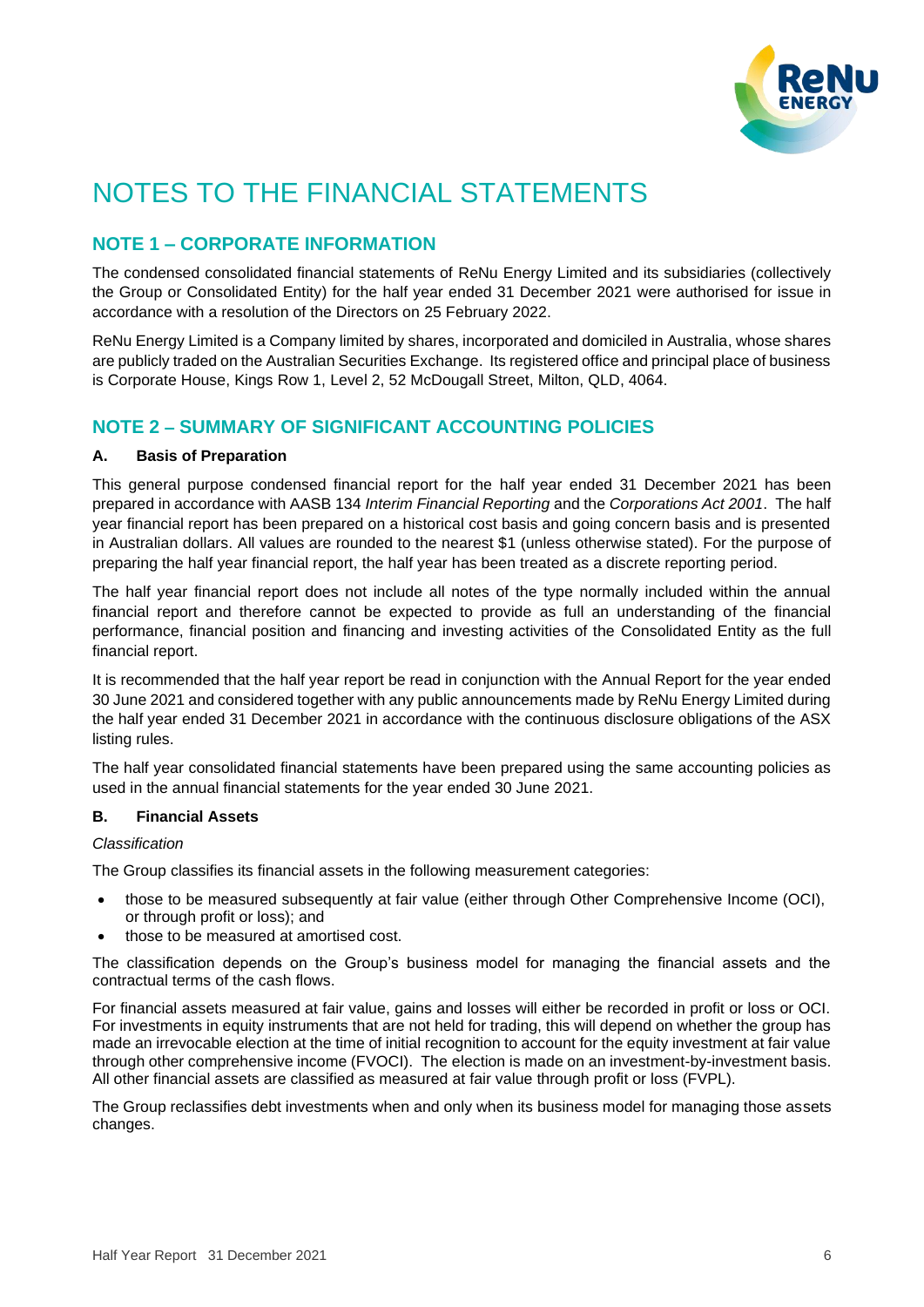# NOTES TO THE FINANCIAL STATEMENTS

## NOTE 1 – CORPORATE INFORMATION

The condensed consolidated financial statements of ReNu Energy Limited and its subsidiaries (collectively the Group or Consolidated Entity) for the half year ended 31 December 2021 were authorised for issue in accordance with a resolution of the Directors on 25 February 2022.

ReNu Energy Limited is a Company limited by shares, incorporated and domiciled in Australia, whose shares are publicly traded on the Australian Securities Exchange. Its registered office and principal place of business is Corporate House, Kings Row 1, Level 2, 52 McDougall Street, Milton, QLD, 4064.

## NOTE 2 – SUMMARY OF SIGNIFICANT ACCOUNTING POLICIES

### A. Basis of Preparation

This general purpose condensed financial report for the half year ended 31 December 2021 has been prepared in accordance with AASB 134 *Interim Financial Reporting* and the *Corporations Act 2001*. The half year financial report has been prepared on a historical cost basis and going concern basis and is presented in Australian dollars. All values are rounded to the nearest $1 (unless otherwise stated). For the purpose of preparing the half year financial report, the half year has been treated as a discrete reporting period.

The half year financial report does not include all notes of the type normally included within the annual financial report and therefore cannot be expected to provide as full an understanding of the financial performance, financial position and financing and investing activities of the Consolidated Entity as the full financial report.

It is recommended that the half year report be read in conjunction with the Annual Report for the year ended 30 June 2021 and considered together with any public announcements made by ReNu Energy Limited during the half year ended 31 December 2021 in accordance with the continuous disclosure obligations of the ASX listing rules.

The half year consolidated financial statements have been prepared using the same accounting policies as used in the annual financial statements for the year ended 30 June 2021.

### B. Financial Assets

*Classification*

The Group classifies its financial assets in the following measurement categories:

- those to be measured subsequently at fair value (either through Other Comprehensive Income (OCI), or through profit or loss); and
- those to be measured at amortised cost.

The classification depends on the Group's business model for managing the financial assets and the contractual terms of the cash flows.

For financial assets measured at fair value, gains and losses will either be recorded in profit or loss or OCI. For investments in equity instruments that are not held for trading, this will depend on whether the group has made an irrevocable election at the time of initial recognition to account for the equity investment at fair value through other comprehensive income (FVOCI). The election is made on an investment-by-investment basis. All other financial assets are classified as measured at fair value through profit or loss (FVPL).

The Group reclassifies debt investments when and only when its business model for managing those assets changes.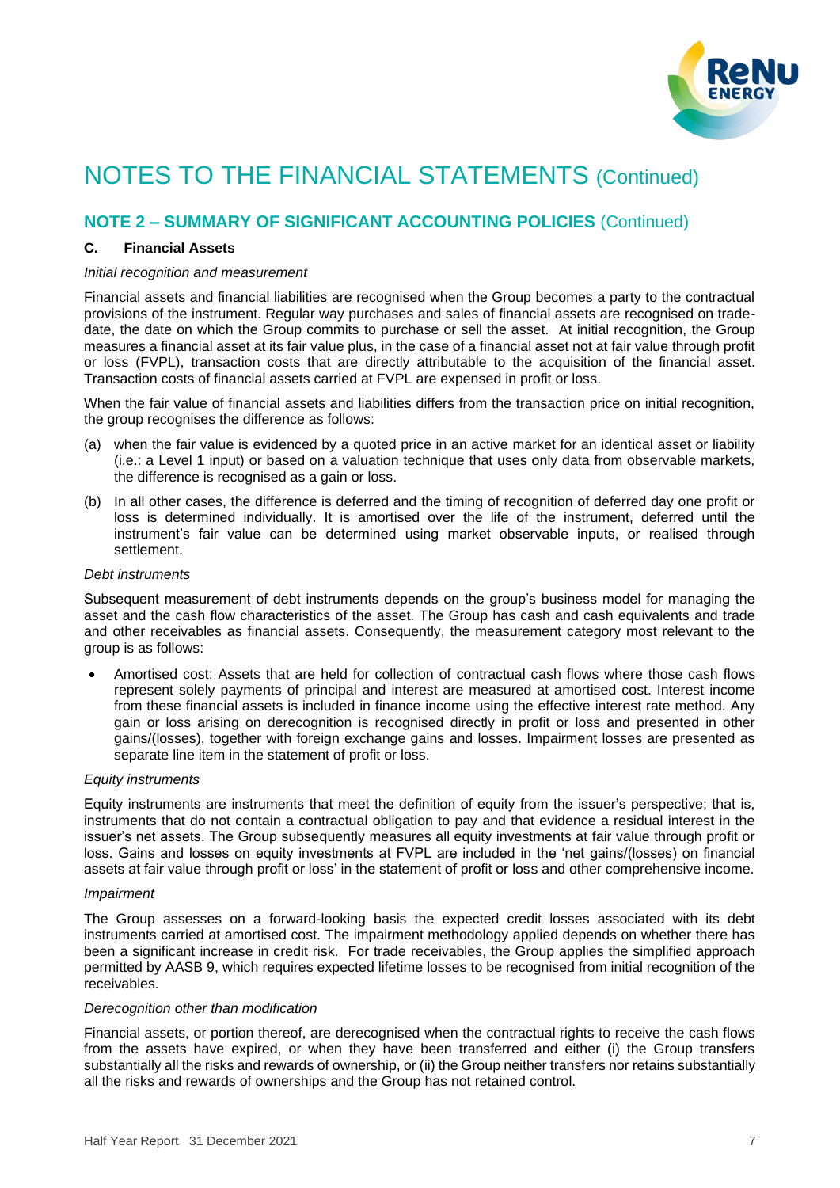# NOTES TO THE FINANCIAL STATEMENTS (Continued)

## NOTE 2 – SUMMARY OF SIGNIFICANT ACCOUNTING POLICIES (Continued)

### C. Financial Assets

*Initial recognition and measurement*

Financial assets and financial liabilities are recognised when the Group becomes a party to the contractual provisions of the instrument. Regular way purchases and sales of financial assets are recognised on trade-date, the date on which the Group commits to purchase or sell the asset. At initial recognition, the Group measures a financial asset at its fair value plus, in the case of a financial asset not at fair value through profit or loss (FVPL), transaction costs that are directly attributable to the acquisition of the financial asset. Transaction costs of financial assets carried at FVPL are expensed in profit or loss.

When the fair value of financial assets and liabilities differs from the transaction price on initial recognition, the group recognises the difference as follows:

(a) when the fair value is evidenced by a quoted price in an active market for an identical asset or liability (i.e.: a Level 1 input) or based on a valuation technique that uses only data from observable markets, the difference is recognised as a gain or loss.

(b) In all other cases, the difference is deferred and the timing of recognition of deferred day one profit or loss is determined individually. It is amortised over the life of the instrument, deferred until the instrument's fair value can be determined using market observable inputs, or realised through settlement.

*Debt instruments*

Subsequent measurement of debt instruments depends on the group's business model for managing the asset and the cash flow characteristics of the asset. The Group has cash and cash equivalents and trade and other receivables as financial assets. Consequently, the measurement category most relevant to the group is as follows:

- Amortised cost: Assets that are held for collection of contractual cash flows where those cash flows represent solely payments of principal and interest are measured at amortised cost. Interest income from these financial assets is included in finance income using the effective interest rate method. Any gain or loss arising on derecognition is recognised directly in profit or loss and presented in other gains/(losses), together with foreign exchange gains and losses. Impairment losses are presented as separate line item in the statement of profit or loss.

*Equity instruments*

Equity instruments are instruments that meet the definition of equity from the issuer's perspective; that is, instruments that do not contain a contractual obligation to pay and that evidence a residual interest in the issuer's net assets. The Group subsequently measures all equity investments at fair value through profit or loss. Gains and losses on equity investments at FVPL are included in the 'net gains/(losses) on financial assets at fair value through profit or loss' in the statement of profit or loss and other comprehensive income.

*Impairment*

The Group assesses on a forward-looking basis the expected credit losses associated with its debt instruments carried at amortised cost. The impairment methodology applied depends on whether there has been a significant increase in credit risk. For trade receivables, the Group applies the simplified approach permitted by AASB 9, which requires expected lifetime losses to be recognised from initial recognition of the receivables.

*Derecognition other than modification*

Financial assets, or portion thereof, are derecognised when the contractual rights to receive the cash flows from the assets have expired, or when they have been transferred and either (i) the Group transfers substantially all the risks and rewards of ownership, or (ii) the Group neither transfers nor retains substantially all the risks and rewards of ownerships and the Group has not retained control.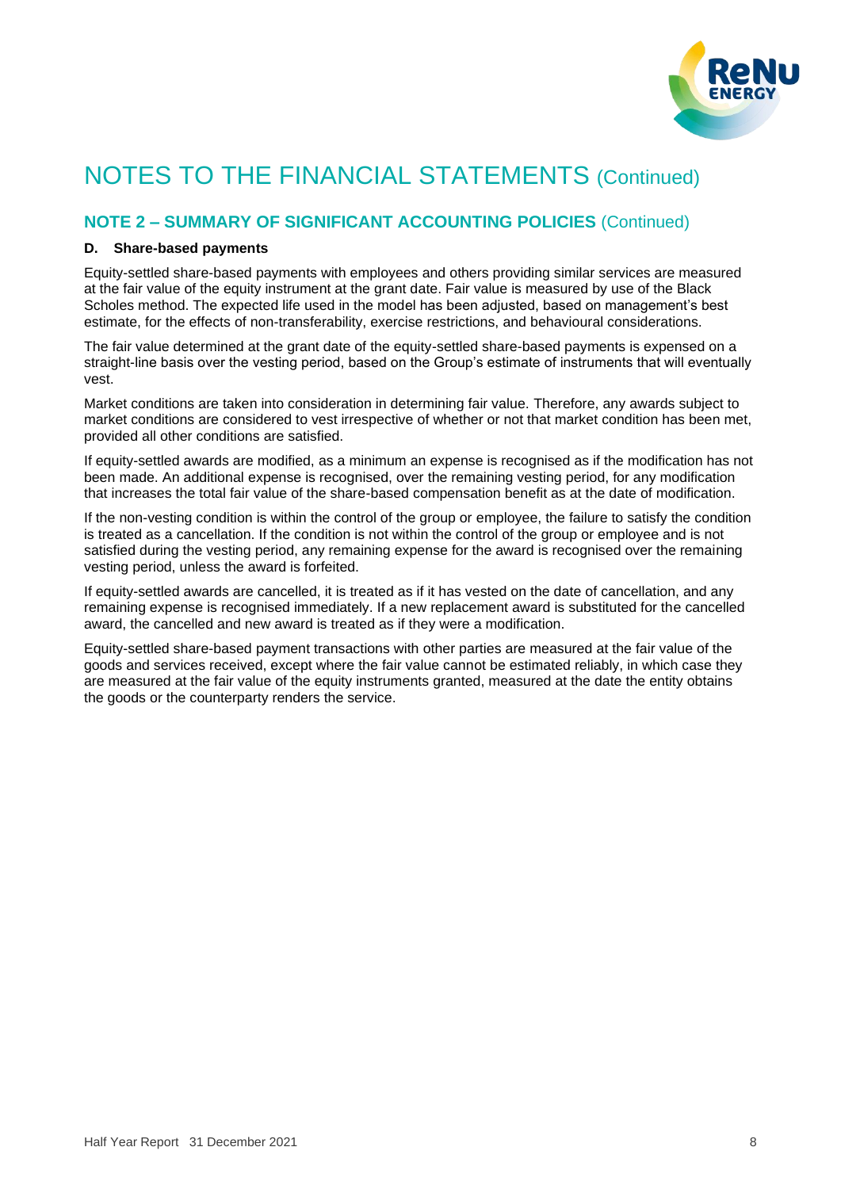# NOTES TO THE FINANCIAL STATEMENTS (Continued)

## NOTE 2 – SUMMARY OF SIGNIFICANT ACCOUNTING POLICIES (Continued)

### D. Share-based payments

Equity-settled share-based payments with employees and others providing similar services are measured at the fair value of the equity instrument at the grant date. Fair value is measured by use of the Black Scholes method. The expected life used in the model has been adjusted, based on management's best estimate, for the effects of non-transferability, exercise restrictions, and behavioural considerations.

The fair value determined at the grant date of the equity-settled share-based payments is expensed on a straight-line basis over the vesting period, based on the Group's estimate of instruments that will eventually vest.

Market conditions are taken into consideration in determining fair value. Therefore, any awards subject to market conditions are considered to vest irrespective of whether or not that market condition has been met, provided all other conditions are satisfied.

If equity-settled awards are modified, as a minimum an expense is recognised as if the modification has not been made. An additional expense is recognised, over the remaining vesting period, for any modification that increases the total fair value of the share-based compensation benefit as at the date of modification.

If the non-vesting condition is within the control of the group or employee, the failure to satisfy the condition is treated as a cancellation. If the condition is not within the control of the group or employee and is not satisfied during the vesting period, any remaining expense for the award is recognised over the remaining vesting period, unless the award is forfeited.

If equity-settled awards are cancelled, it is treated as if it has vested on the date of cancellation, and any remaining expense is recognised immediately. If a new replacement award is substituted for the cancelled award, the cancelled and new award is treated as if they were a modification.

Equity-settled share-based payment transactions with other parties are measured at the fair value of the goods and services received, except where the fair value cannot be estimated reliably, in which case they are measured at the fair value of the equity instruments granted, measured at the date the entity obtains the goods or the counterparty renders the service.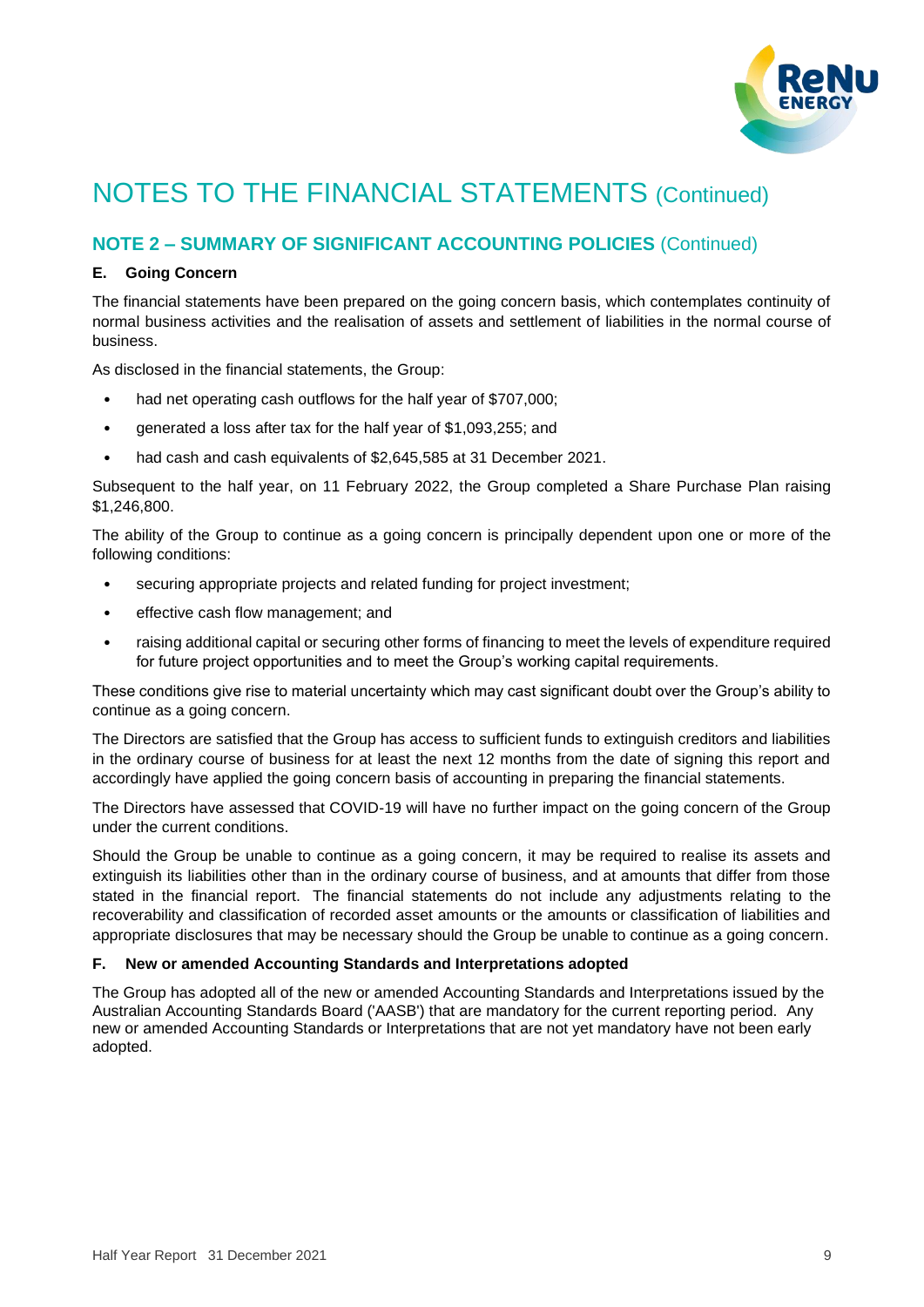# NOTES TO THE FINANCIAL STATEMENTS (Continued)

## NOTE 2 – SUMMARY OF SIGNIFICANT ACCOUNTING POLICIES (Continued)

### E. Going Concern

The financial statements have been prepared on the going concern basis, which contemplates continuity of normal business activities and the realisation of assets and settlement of liabilities in the normal course of business.

As disclosed in the financial statements, the Group:

- had net operating cash outflows for the half year of $707,000;
- generated a loss after tax for the half year of $1,093,255; and
- had cash and cash equivalents of $2,645,585 at 31 December 2021.

Subsequent to the half year, on 11 February 2022, the Group completed a Share Purchase Plan raising $1,246,800.

The ability of the Group to continue as a going concern is principally dependent upon one or more of the following conditions:

- securing appropriate projects and related funding for project investment;
- effective cash flow management; and
- raising additional capital or securing other forms of financing to meet the levels of expenditure required for future project opportunities and to meet the Group's working capital requirements.

These conditions give rise to material uncertainty which may cast significant doubt over the Group's ability to continue as a going concern.

The Directors are satisfied that the Group has access to sufficient funds to extinguish creditors and liabilities in the ordinary course of business for at least the next 12 months from the date of signing this report and accordingly have applied the going concern basis of accounting in preparing the financial statements.

The Directors have assessed that COVID-19 will have no further impact on the going concern of the Group under the current conditions.

Should the Group be unable to continue as a going concern, it may be required to realise its assets and extinguish its liabilities other than in the ordinary course of business, and at amounts that differ from those stated in the financial report. The financial statements do not include any adjustments relating to the recoverability and classification of recorded asset amounts or the amounts or classification of liabilities and appropriate disclosures that may be necessary should the Group be unable to continue as a going concern.

### F. New or amended Accounting Standards and Interpretations adopted

The Group has adopted all of the new or amended Accounting Standards and Interpretations issued by the Australian Accounting Standards Board ('AASB') that are mandatory for the current reporting period. Any new or amended Accounting Standards or Interpretations that are not yet mandatory have not been early adopted.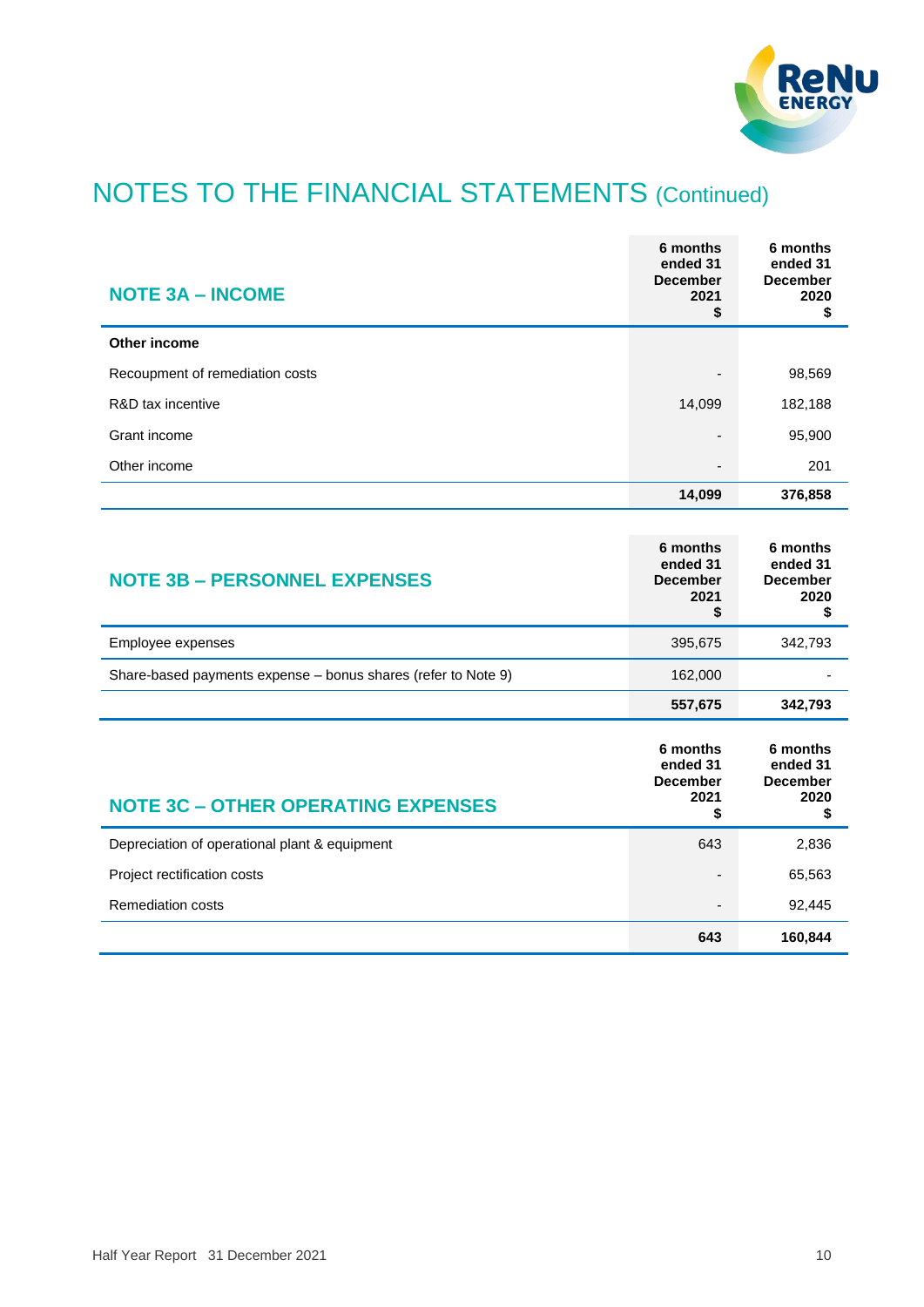# NOTES TO THE FINANCIAL STATEMENTS (Continued)

| NOTE 3A – INCOME | 6 months ended 31 December 2021 $ | 6 months ended 31 December 2020 $ |
|---|---|---|
| **Other income** | | |
| Recoupment of remediation costs | - | 98,569 |
| R&D tax incentive | 14,099 | 182,188 |
| Grant income | - | 95,900 |
| Other income | - | 201 |
| | **14,099** | **376,858** |

| NOTE 3B – PERSONNEL EXPENSES | 6 months ended 31 December 2021 $ | 6 months ended 31 December 2020 $ |
|---|---|---|
| Employee expenses | 395,675 | 342,793 |
| Share-based payments expense – bonus shares (refer to Note 9) | 162,000 | - |
| | **557,675** | **342,793** |

| NOTE 3C – OTHER OPERATING EXPENSES | 6 months ended 31 December 2021 $ | 6 months ended 31 December 2020 $ |
|---|---|---|
| Depreciation of operational plant & equipment | 643 | 2,836 |
| Project rectification costs | - | 65,563 |
| Remediation costs | - | 92,445 |
| | **643** | **160,844** |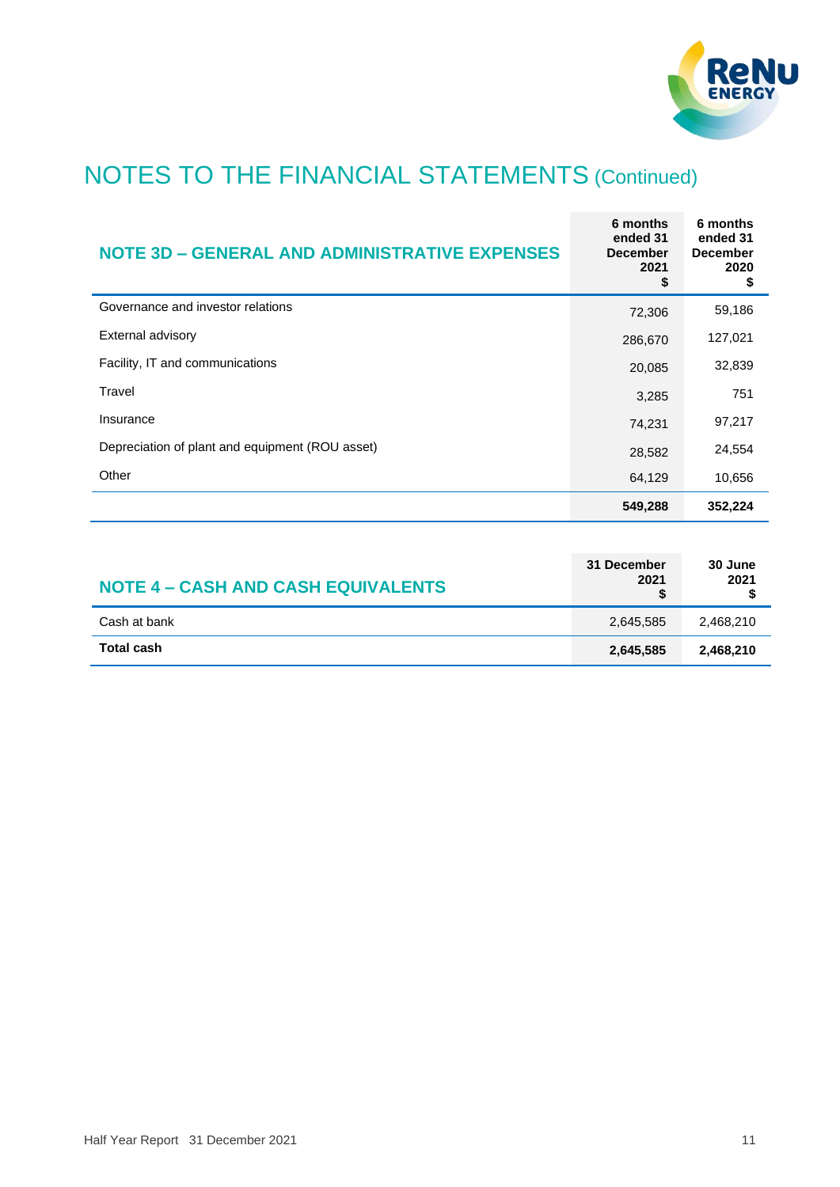# NOTES TO THE FINANCIAL STATEMENTS (Continued)

| NOTE 3D – GENERAL AND ADMINISTRATIVE EXPENSES | 6 months ended 31 December 2021 $ | 6 months ended 31 December 2020 $ |
|---|---|---|
| Governance and investor relations | 72,306 | 59,186 |
| External advisory | 286,670 | 127,021 |
| Facility, IT and communications | 20,085 | 32,839 |
| Travel | 3,285 | 751 |
| Insurance | 74,231 | 97,217 |
| Depreciation of plant and equipment (ROU asset) | 28,582 | 24,554 |
| Other | 64,129 | 10,656 |
| | **549,288** | **352,224** |

| NOTE 4 – CASH AND CASH EQUIVALENTS | 31 December 2021 $ | 30 June 2021 $ |
|---|---|---|
| Cash at bank | 2,645,585 | 2,468,210 |
| **Total cash** | **2,645,585** | **2,468,210** |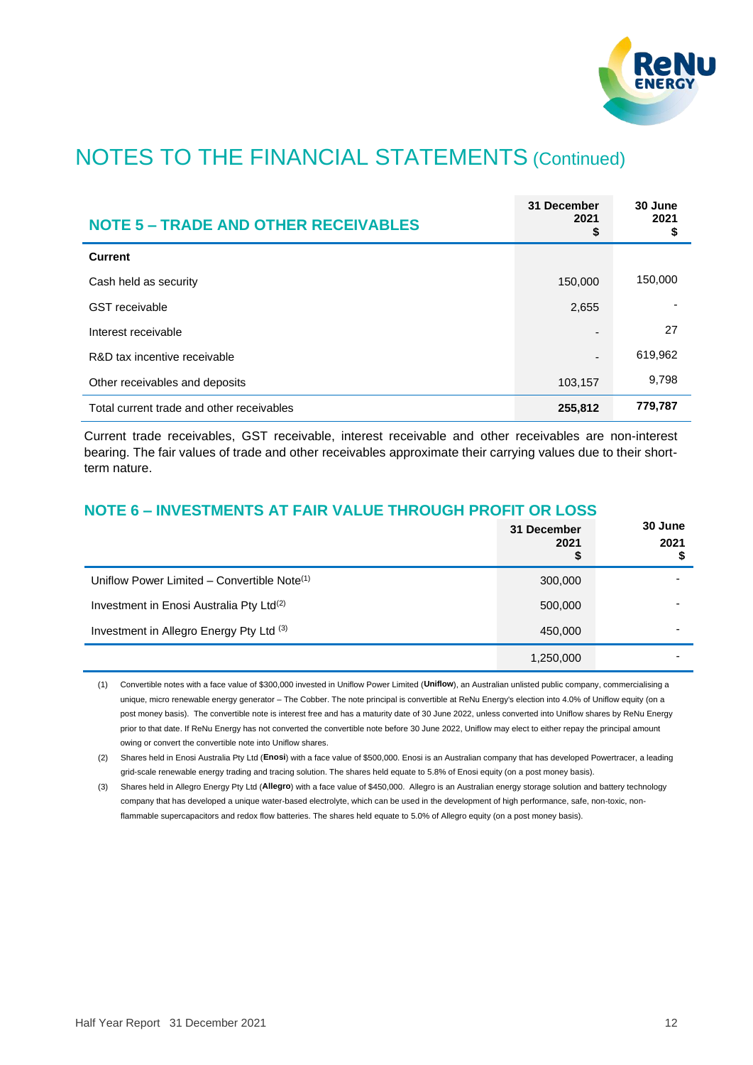# NOTES TO THE FINANCIAL STATEMENTS (Continued)

## NOTE 5 – TRADE AND OTHER RECEIVABLES

| | 31 December 2021 $ | 30 June 2021 $ |
|---|---|---|
| **Current** | | |
| Cash held as security | 150,000 | 150,000 |
| GST receivable | 2,655 | - |
| Interest receivable | - | 27 |
| R&D tax incentive receivable | - | 619,962 |
| Other receivables and deposits | 103,157 | 9,798 |
| Total current trade and other receivables | **255,812** | **779,787** |

Current trade receivables, GST receivable, interest receivable and other receivables are non-interest bearing. The fair values of trade and other receivables approximate their carrying values due to their short-term nature.

## NOTE 6 – INVESTMENTS AT FAIR VALUE THROUGH PROFIT OR LOSS

| | 31 December 2021 $ | 30 June 2021 $ |
|---|---|---|
| Uniflow Power Limited – Convertible Note(1) | 300,000 | - |
| Investment in Enosi Australia Pty Ltd(2) | 500,000 | - |
| Investment in Allegro Energy Pty Ltd (3) | 450,000 | - |
| | 1,250,000 | - |

(1) Convertible notes with a face value of $300,000 invested in Uniflow Power Limited (**Uniflow**), an Australian unlisted public company, commercialising a unique, micro renewable energy generator – The Cobber. The note principal is convertible at ReNu Energy's election into 4.0% of Uniflow equity (on a post money basis). The convertible note is interest free and has a maturity date of 30 June 2022, unless converted into Uniflow shares by ReNu Energy prior to that date. If ReNu Energy has not converted the convertible note before 30 June 2022, Uniflow may elect to either repay the principal amount owing or convert the convertible note into Uniflow shares.

(2) Shares held in Enosi Australia Pty Ltd (**Enosi**) with a face value of $500,000. Enosi is an Australian company that has developed Powertracer, a leading grid-scale renewable energy trading and tracing solution. The shares held equate to 5.8% of Enosi equity (on a post money basis).

(3) Shares held in Allegro Energy Pty Ltd (**Allegro**) with a face value of $450,000. Allegro is an Australian energy storage solution and battery technology company that has developed a unique water-based electrolyte, which can be used in the development of high performance, safe, non-toxic, non-flammable supercapacitors and redox flow batteries. The shares held equate to 5.0% of Allegro equity (on a post money basis).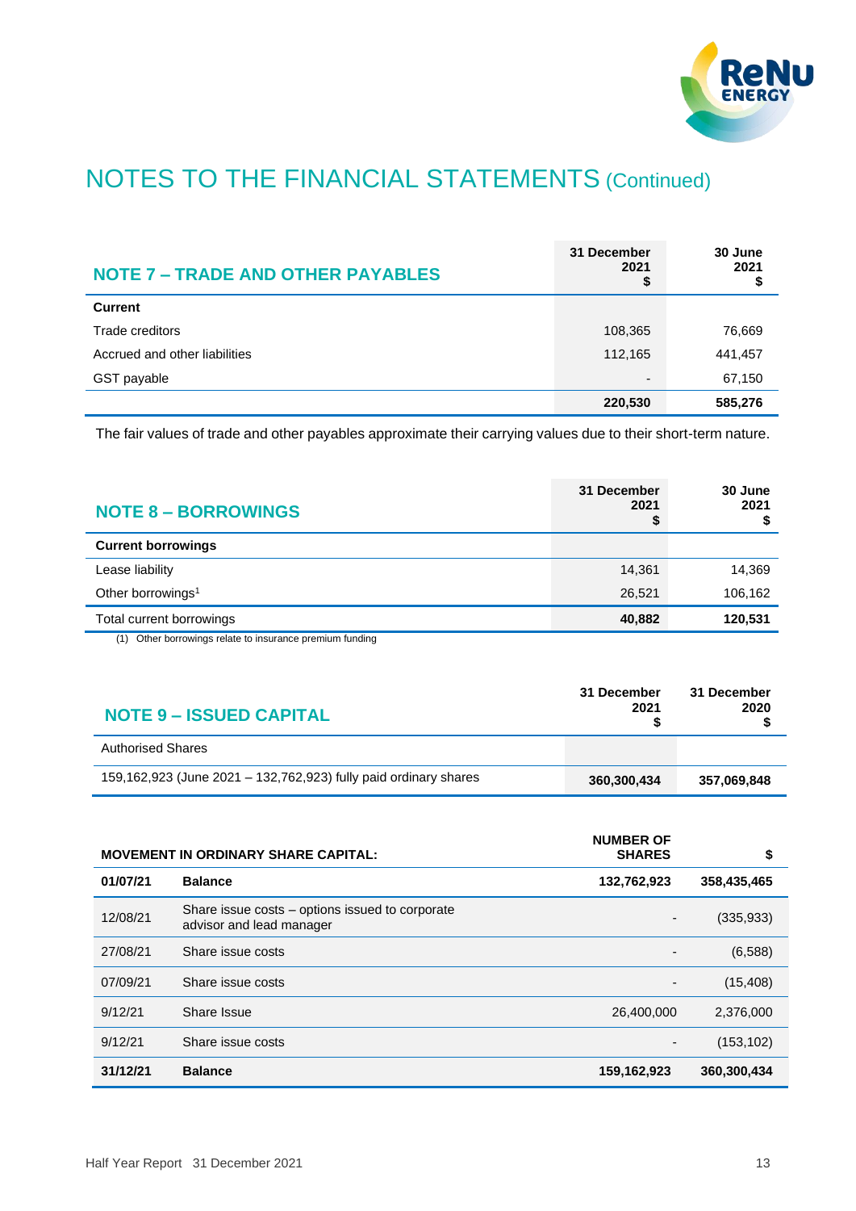# NOTES TO THE FINANCIAL STATEMENTS (Continued)

| NOTE 7 – TRADE AND OTHER PAYABLES | 31 December 2021 $ | 30 June 2021 $ |
|---|---|---|
| **Current** | | |
| Trade creditors | 108,365 | 76,669 |
| Accrued and other liabilities | 112,165 | 441,457 |
| GST payable | - | 67,150 |
| | **220,530** | **585,276** |

The fair values of trade and other payables approximate their carrying values due to their short-term nature.

| NOTE 8 – BORROWINGS | 31 December 2021 $ | 30 June 2021 $ |
|---|---|---|
| **Current borrowings** | | |
| Lease liability | 14,361 | 14,369 |
| Other borrowings[1] | 26,521 | 106,162 |
| Total current borrowings | **40,882** | **120,531** |

(1) Other borrowings relate to insurance premium funding

| NOTE 9 – ISSUED CAPITAL | 31 December 2021 $ | 31 December 2020 $ |
|---|---|---|
| Authorised Shares | | |
| 159,162,923 (June 2021 – 132,762,923) fully paid ordinary shares | **360,300,434** | **357,069,848** |

| MOVEMENT IN ORDINARY SHARE CAPITAL: | | NUMBER OF SHARES | $ |
|---|---|---|---|
| **01/07/21** | **Balance** | **132,762,923** | **358,435,465** |
| 12/08/21 | Share issue costs – options issued to corporate advisor and lead manager | - | (335,933) |
| 27/08/21 | Share issue costs | - | (6,588) |
| 07/09/21 | Share issue costs | - | (15,408) |
| 9/12/21 | Share Issue | 26,400,000 | 2,376,000 |
| 9/12/21 | Share issue costs | - | (153,102) |
| **31/12/21** | **Balance** | **159,162,923** | **360,300,434** |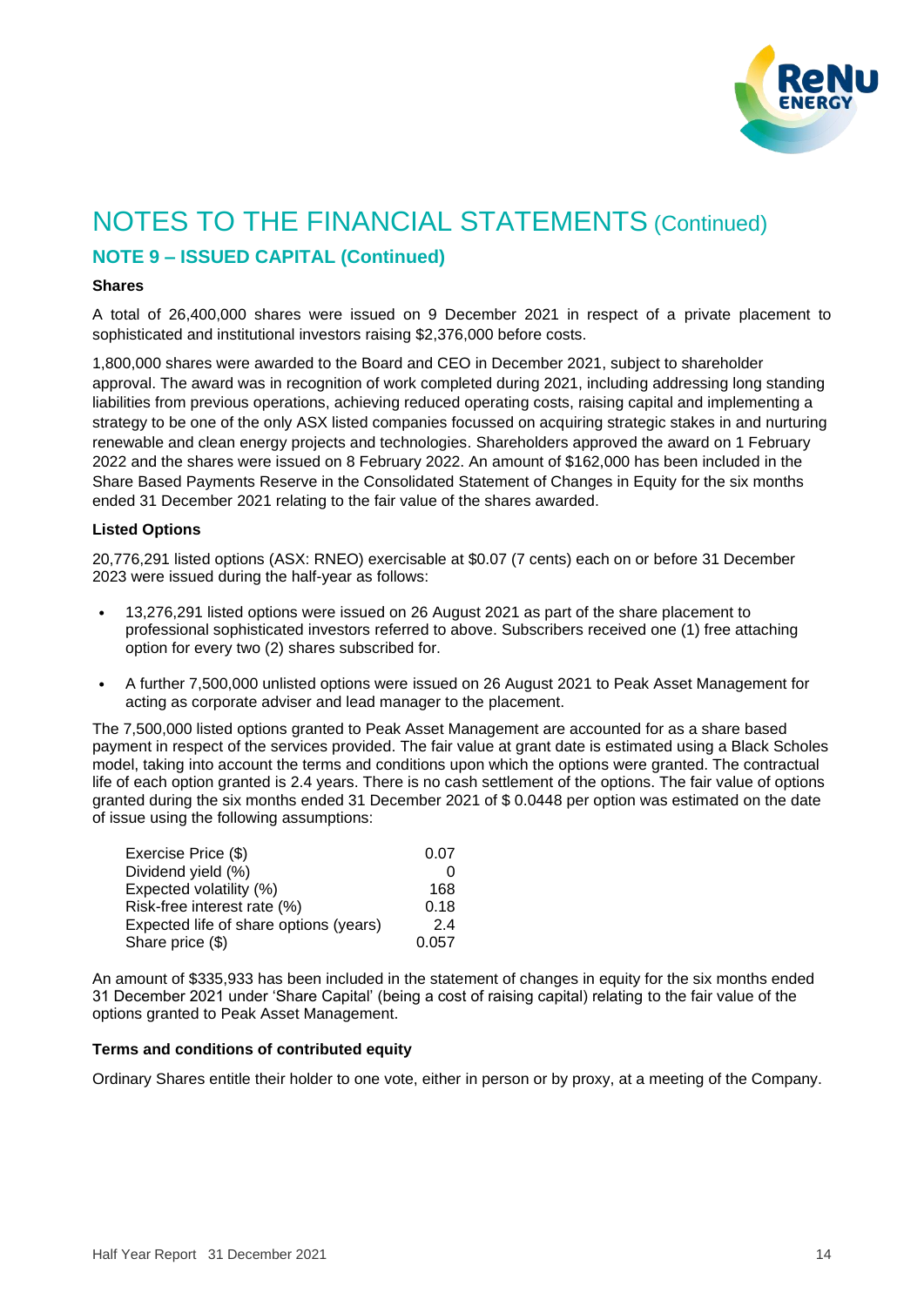# NOTES TO THE FINANCIAL STATEMENTS (Continued)

## NOTE 9 – ISSUED CAPITAL (Continued)

**Shares**

A total of 26,400,000 shares were issued on 9 December 2021 in respect of a private placement to sophisticated and institutional investors raising $2,376,000 before costs.

1,800,000 shares were awarded to the Board and CEO in December 2021, subject to shareholder approval. The award was in recognition of work completed during 2021, including addressing long standing liabilities from previous operations, achieving reduced operating costs, raising capital and implementing a strategy to be one of the only ASX listed companies focussed on acquiring strategic stakes in and nurturing renewable and clean energy projects and technologies. Shareholders approved the award on 1 February 2022 and the shares were issued on 8 February 2022. An amount of $162,000 has been included in the Share Based Payments Reserve in the Consolidated Statement of Changes in Equity for the six months ended 31 December 2021 relating to the fair value of the shares awarded.

**Listed Options**

20,776,291 listed options (ASX: RNEO) exercisable at $0.07 (7 cents) each on or before 31 December 2023 were issued during the half-year as follows:

- 13,276,291 listed options were issued on 26 August 2021 as part of the share placement to professional sophisticated investors referred to above. Subscribers received one (1) free attaching option for every two (2) shares subscribed for.
- A further 7,500,000 unlisted options were issued on 26 August 2021 to Peak Asset Management for acting as corporate adviser and lead manager to the placement.

The 7,500,000 listed options granted to Peak Asset Management are accounted for as a share based payment in respect of the services provided. The fair value at grant date is estimated using a Black Scholes model, taking into account the terms and conditions upon which the options were granted. The contractual life of each option granted is 2.4 years. There is no cash settlement of the options. The fair value of options granted during the six months ended 31 December 2021 of $ 0.0448 per option was estimated on the date of issue using the following assumptions:

| | |
|---|---|
| Exercise Price ($) | 0.07 |
| Dividend yield (%) | 0 |
| Expected volatility (%) | 168 |
| Risk-free interest rate (%) | 0.18 |
| Expected life of share options (years) | 2.4 |
| Share price ($) | 0.057 |

An amount of $335,933 has been included in the statement of changes in equity for the six months ended 31 December 2021 under 'Share Capital' (being a cost of raising capital) relating to the fair value of the options granted to Peak Asset Management.

**Terms and conditions of contributed equity**

Ordinary Shares entitle their holder to one vote, either in person or by proxy, at a meeting of the Company.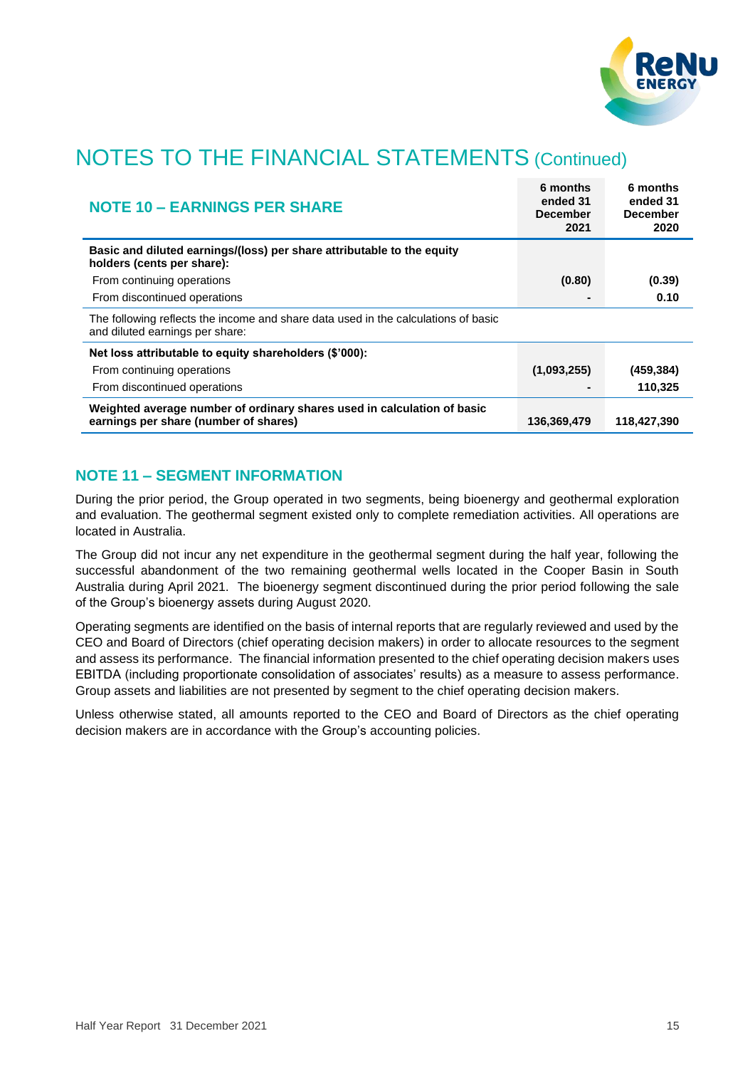# NOTES TO THE FINANCIAL STATEMENTS (Continued)

| NOTE 10 – EARNINGS PER SHARE | 6 months ended 31 December 2021 | 6 months ended 31 December 2020 |
|---|---|---|
| **Basic and diluted earnings/(loss) per share attributable to the equity holders (cents per share):** | | |
| From continuing operations | **(0.80)** | **(0.39)** |
| From discontinued operations | **-** | **0.10** |
| The following reflects the income and share data used in the calculations of basic and diluted earnings per share: | | |
| **Net loss attributable to equity shareholders ($'000):** | | |
| From continuing operations | **(1,093,255)** | **(459,384)** |
| From discontinued operations | **-** | **110,325** |
| **Weighted average number of ordinary shares used in calculation of basic earnings per share (number of shares)** | **136,369,479** | **118,427,390** |

## NOTE 11 – SEGMENT INFORMATION

During the prior period, the Group operated in two segments, being bioenergy and geothermal exploration and evaluation. The geothermal segment existed only to complete remediation activities. All operations are located in Australia.

The Group did not incur any net expenditure in the geothermal segment during the half year, following the successful abandonment of the two remaining geothermal wells located in the Cooper Basin in South Australia during April 2021. The bioenergy segment discontinued during the prior period following the sale of the Group's bioenergy assets during August 2020.

Operating segments are identified on the basis of internal reports that are regularly reviewed and used by the CEO and Board of Directors (chief operating decision makers) in order to allocate resources to the segment and assess its performance. The financial information presented to the chief operating decision makers uses EBITDA (including proportionate consolidation of associates' results) as a measure to assess performance. Group assets and liabilities are not presented by segment to the chief operating decision makers.

Unless otherwise stated, all amounts reported to the CEO and Board of Directors as the chief operating decision makers are in accordance with the Group's accounting policies.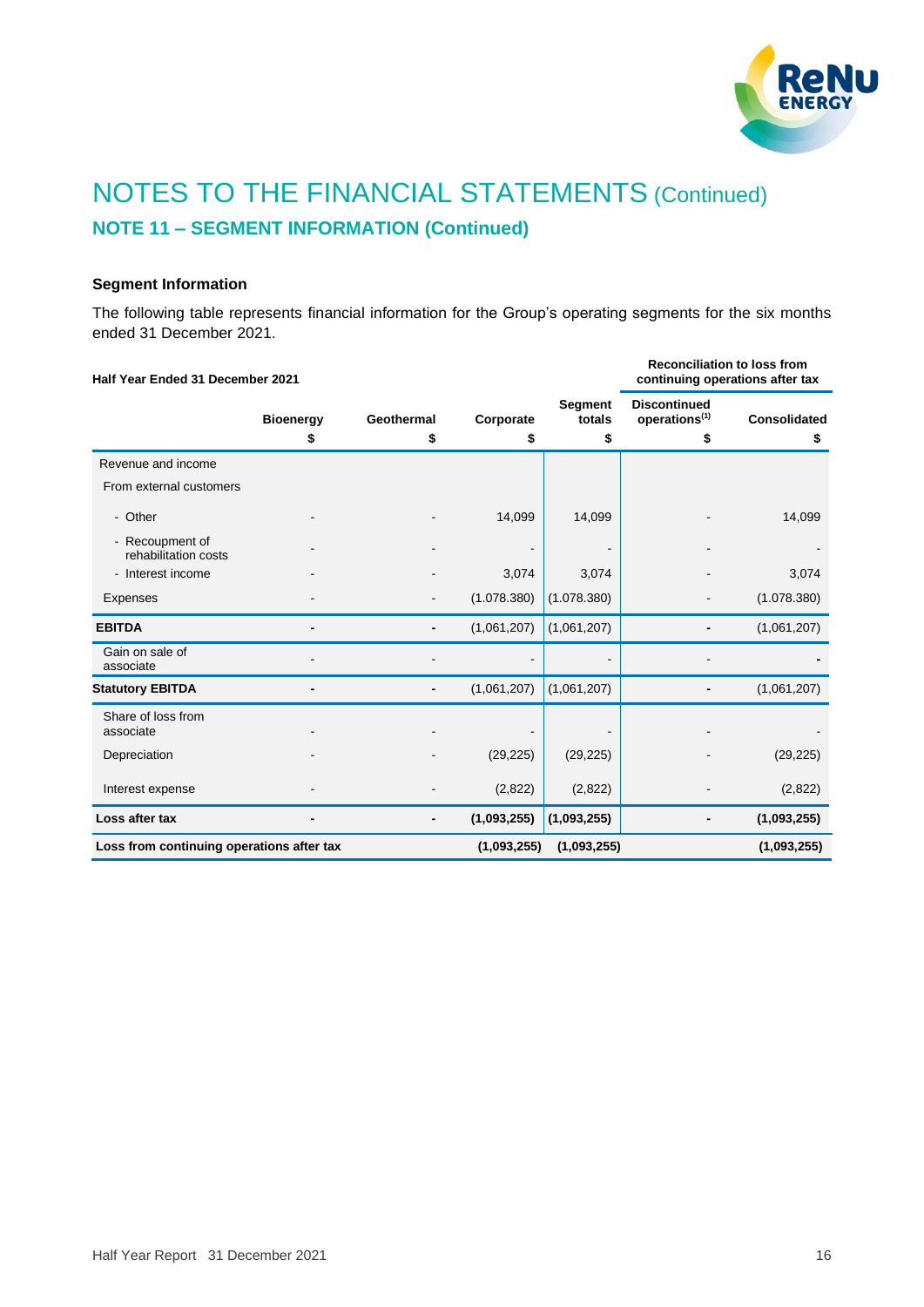# NOTES TO THE FINANCIAL STATEMENTS (Continued)

## NOTE 11 – SEGMENT INFORMATION (Continued)

### Segment Information

The following table represents financial information for the Group's operating segments for the six months ended 31 December 2021.

| Half Year Ended 31 December 2021 | | | | | Reconciliation to loss from continuing operations after tax | |
|---|---|---|---|---|---|---|
| | Bioenergy<br>$ | Geothermal<br>$ | Corporate<br>$ | Segment totals<br>$ | Discontinued operations[1]<br>$ | Consolidated<br>$ |
| Revenue and income | | | | | | |
| From external customers | | | | | | |
| - Other | - | - | 14,099 | 14,099 | - | 14,099 |
| - Recoupment of rehabilitation costs | - | - | - | - | - | - |
| - Interest income | - | - | 3,074 | 3,074 | - | 3,074 |
| Expenses | - | - | (1.078.380) | (1.078.380) | - | (1.078.380) |
| **EBITDA** | **-** | **-** | (1,061,207) | (1,061,207) | **-** | (1,061,207) |
| Gain on sale of associate | - | - | - | - | - | **-** |
| **Statutory EBITDA** | **-** | **-** | (1,061,207) | (1,061,207) | **-** | (1,061,207) |
| Share of loss from associate | - | - | - | - | - | - |
| Depreciation | - | - | (29,225) | (29,225) | - | (29,225) |
| Interest expense | - | - | (2,822) | (2,822) | - | (2,822) |
| **Loss after tax** | **-** | **-** | **(1,093,255)** | **(1,093,255)** | **-** | **(1,093,255)** |
| **Loss from continuing operations after tax** | | | **(1,093,255)** | **(1,093,255)** | | **(1,093,255)** |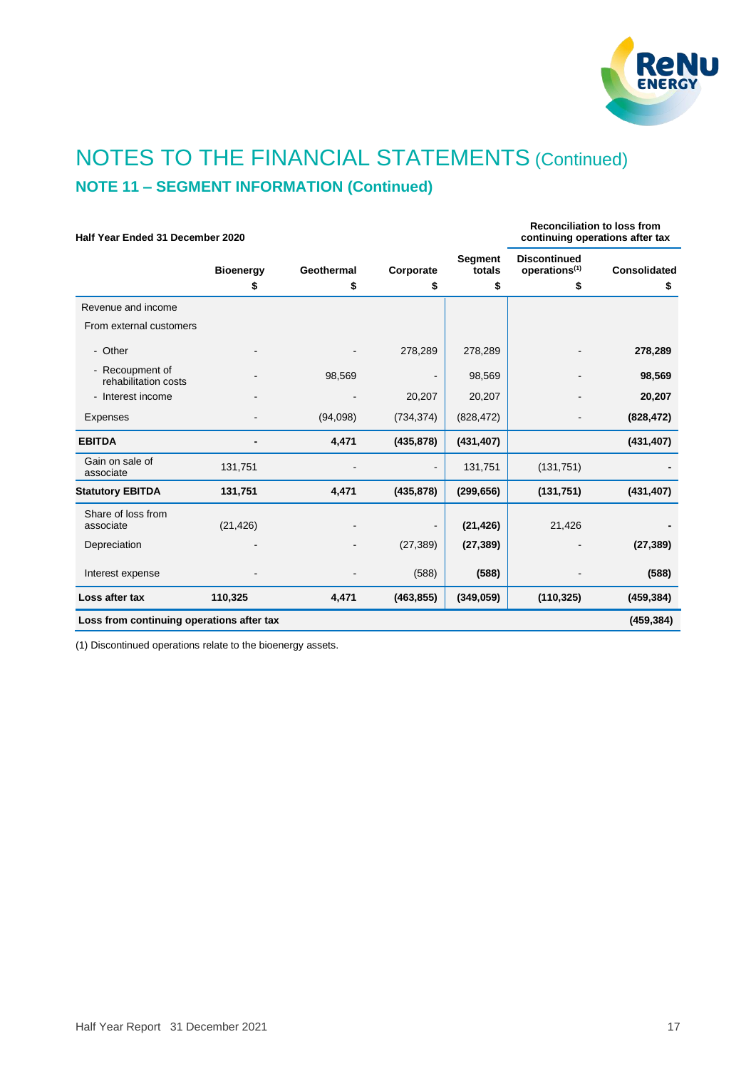# NOTES TO THE FINANCIAL STATEMENTS (Continued)

## NOTE 11 – SEGMENT INFORMATION (Continued)

| Half Year Ended 31 December 2020 | | | | | Reconciliation to loss from continuing operations after tax | |
|---|---|---|---|---|---|---|
| | Bioenergy | Geothermal | Corporate | Segment totals | Discontinued operations[1] | Consolidated |
| | $ | $ | $ | $ | $ | $ |
| Revenue and income | | | | | | |
| From external customers | | | | | | |
| - Other | - | - | 278,289 | 278,289 | - | **278,289** |
| - Recoupment of rehabilitation costs | - | 98,569 | - | 98,569 | - | **98,569** |
| - Interest income | - | - | 20,207 | 20,207 | - | **20,207** |
| Expenses | - | (94,098) | (734,374) | (828,472) | - | **(828,472)** |
| **EBITDA** | **-** | **4,471** | **(435,878)** | **(431,407)** | | **(431,407)** |
| Gain on sale of associate | 131,751 | - | - | 131,751 | (131,751) | **-** |
| **Statutory EBITDA** | **131,751** | **4,471** | **(435,878)** | **(299,656)** | **(131,751)** | **(431,407)** |
| Share of loss from associate | (21,426) | - | - | **(21,426)** | 21,426 | **-** |
| Depreciation | - | - | (27,389) | **(27,389)** | - | **(27,389)** |
| Interest expense | - | - | (588) | **(588)** | - | **(588)** |
| **Loss after tax** | **110,325** | **4,471** | **(463,855)** | **(349,059)** | **(110,325)** | **(459,384)** |
| **Loss from continuing operations after tax** | | | | | | **(459,384)** |

(1) Discontinued operations relate to the bioenergy assets.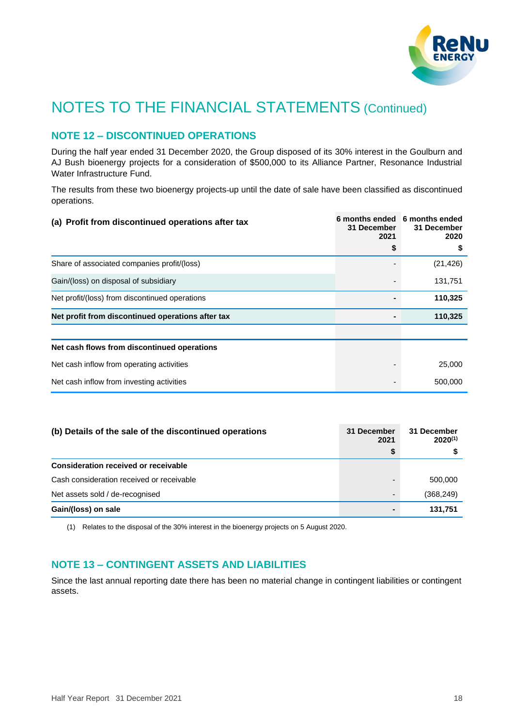# NOTES TO THE FINANCIAL STATEMENTS (Continued)

## NOTE 12 – DISCONTINUED OPERATIONS

During the half year ended 31 December 2020, the Group disposed of its 30% interest in the Goulburn and AJ Bush bioenergy projects for a consideration of $500,000 to its Alliance Partner, Resonance Industrial Water Infrastructure Fund.

The results from these two bioenergy projects up until the date of sale have been classified as discontinued operations.

| (a) Profit from discontinued operations after tax | 6 months ended 31 December 2021 $ | 6 months ended 31 December 2020 $ |
|---|---|---|
| Share of associated companies profit/(loss) | - | (21,426) |
| Gain/(loss) on disposal of subsidiary | - | 131,751 |
| Net profit/(loss) from discontinued operations | **-** | **110,325** |
| **Net profit from discontinued operations after tax** | **-** | **110,325** |
| | | |
| **Net cash flows from discontinued operations** | | |
| Net cash inflow from operating activities | - | 25,000 |
| Net cash inflow from investing activities | - | 500,000 |

| (b) Details of the sale of the discontinued operations | 31 December 2021 $ | 31 December 2020[1] $ |
|---|---|---|
| **Consideration received or receivable** | | |
| Cash consideration received or receivable | - | 500,000 |
| Net assets sold / de-recognised | - | (368,249) |
| **Gain/(loss) on sale** | **-** | **131,751** |

(1) Relates to the disposal of the 30% interest in the bioenergy projects on 5 August 2020.

## NOTE 13 – CONTINGENT ASSETS AND LIABILITIES

Since the last annual reporting date there has been no material change in contingent liabilities or contingent assets.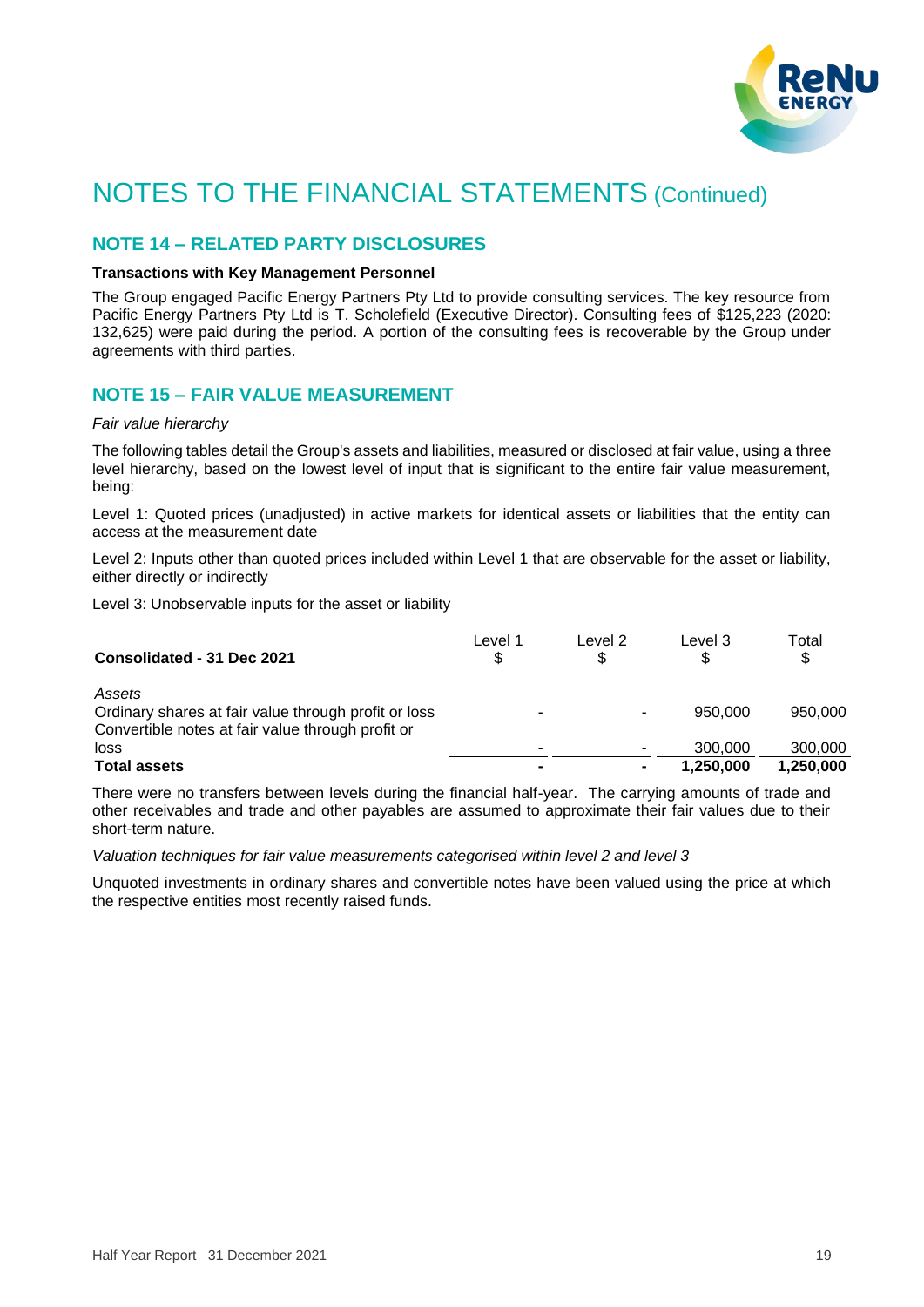# NOTES TO THE FINANCIAL STATEMENTS (Continued)

## NOTE 14 – RELATED PARTY DISCLOSURES

**Transactions with Key Management Personnel**

The Group engaged Pacific Energy Partners Pty Ltd to provide consulting services. The key resource from Pacific Energy Partners Pty Ltd is T. Scholefield (Executive Director). Consulting fees of $125,223 (2020: 132,625) were paid during the period. A portion of the consulting fees is recoverable by the Group under agreements with third parties.

## NOTE 15 – FAIR VALUE MEASUREMENT

*Fair value hierarchy*

The following tables detail the Group's assets and liabilities, measured or disclosed at fair value, using a three level hierarchy, based on the lowest level of input that is significant to the entire fair value measurement, being:

Level 1: Quoted prices (unadjusted) in active markets for identical assets or liabilities that the entity can access at the measurement date

Level 2: Inputs other than quoted prices included within Level 1 that are observable for the asset or liability, either directly or indirectly

Level 3: Unobservable inputs for the asset or liability

| **Consolidated - 31 Dec 2021** | Level 1 $ | Level 2 $ | Level 3 $ | Total $ |
|---|---|---|---|---|
| *Assets* | | | | |
| Ordinary shares at fair value through profit or loss | - | - | 950,000 | 950,000 |
| Convertible notes at fair value through profit or loss | - | - | 300,000 | 300,000 |
| **Total assets** | **-** | **-** | **1,250,000** | **1,250,000** |

There were no transfers between levels during the financial half-year. The carrying amounts of trade and other receivables and trade and other payables are assumed to approximate their fair values due to their short-term nature.

*Valuation techniques for fair value measurements categorised within level 2 and level 3*

Unquoted investments in ordinary shares and convertible notes have been valued using the price at which the respective entities most recently raised funds.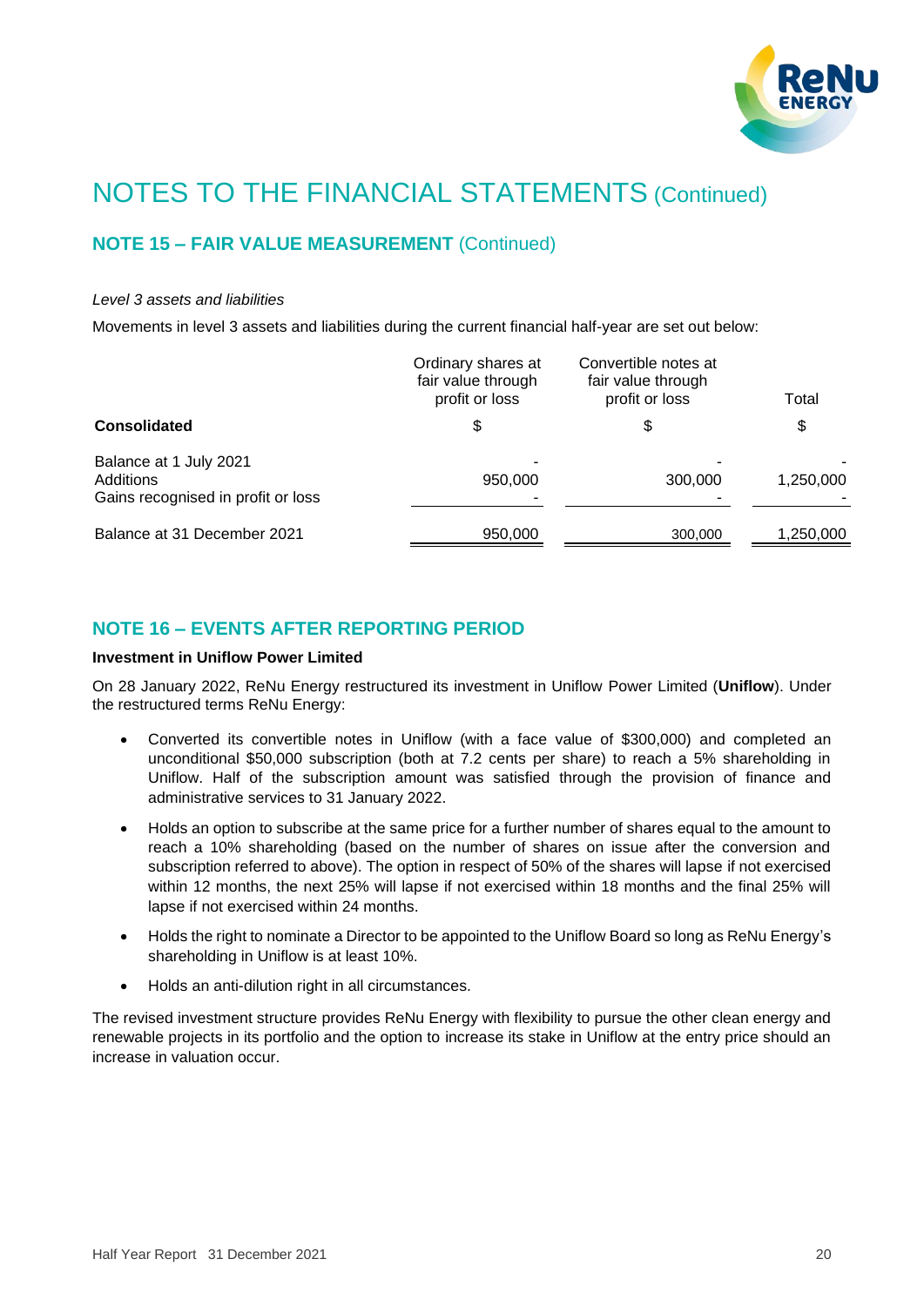# NOTES TO THE FINANCIAL STATEMENTS (Continued)

## NOTE 15 – FAIR VALUE MEASUREMENT (Continued)

*Level 3 assets and liabilities*

Movements in level 3 assets and liabilities during the current financial half-year are set out below:

| Consolidated | Ordinary shares at fair value through profit or loss $ | Convertible notes at fair value through profit or loss $ | Total $ |
|---|---|---|---|
| Balance at 1 July 2021 | - | - | - |
| Additions | 950,000 | 300,000 | 1,250,000 |
| Gains recognised in profit or loss | - | - | - |
| Balance at 31 December 2021 | 950,000 | 300,000 | 1,250,000 |

## NOTE 16 – EVENTS AFTER REPORTING PERIOD

**Investment in Uniflow Power Limited**

On 28 January 2022, ReNu Energy restructured its investment in Uniflow Power Limited (**Uniflow**). Under the restructured terms ReNu Energy:

- Converted its convertible notes in Uniflow (with a face value of $300,000) and completed an unconditional $50,000 subscription (both at 7.2 cents per share) to reach a 5% shareholding in Uniflow. Half of the subscription amount was satisfied through the provision of finance and administrative services to 31 January 2022.
- Holds an option to subscribe at the same price for a further number of shares equal to the amount to reach a 10% shareholding (based on the number of shares on issue after the conversion and subscription referred to above). The option in respect of 50% of the shares will lapse if not exercised within 12 months, the next 25% will lapse if not exercised within 18 months and the final 25% will lapse if not exercised within 24 months.
- Holds the right to nominate a Director to be appointed to the Uniflow Board so long as ReNu Energy's shareholding in Uniflow is at least 10%.
- Holds an anti-dilution right in all circumstances.

The revised investment structure provides ReNu Energy with flexibility to pursue the other clean energy and renewable projects in its portfolio and the option to increase its stake in Uniflow at the entry price should an increase in valuation occur.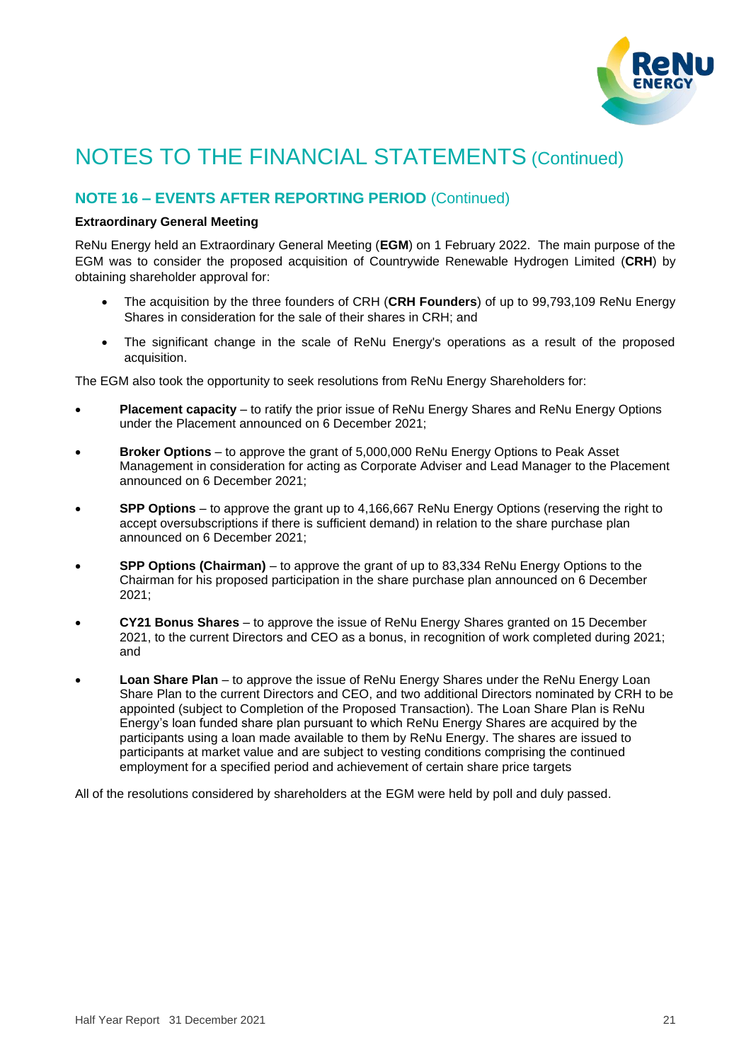# NOTES TO THE FINANCIAL STATEMENTS (Continued)

## NOTE 16 – EVENTS AFTER REPORTING PERIOD (Continued)

**Extraordinary General Meeting**

ReNu Energy held an Extraordinary General Meeting (**EGM**) on 1 February 2022. The main purpose of the EGM was to consider the proposed acquisition of Countrywide Renewable Hydrogen Limited (**CRH**) by obtaining shareholder approval for:

- The acquisition by the three founders of CRH (**CRH Founders**) of up to 99,793,109 ReNu Energy Shares in consideration for the sale of their shares in CRH; and
- The significant change in the scale of ReNu Energy's operations as a result of the proposed acquisition.

The EGM also took the opportunity to seek resolutions from ReNu Energy Shareholders for:

- **Placement capacity** – to ratify the prior issue of ReNu Energy Shares and ReNu Energy Options under the Placement announced on 6 December 2021;
- **Broker Options** – to approve the grant of 5,000,000 ReNu Energy Options to Peak Asset Management in consideration for acting as Corporate Adviser and Lead Manager to the Placement announced on 6 December 2021;
- **SPP Options** – to approve the grant up to 4,166,667 ReNu Energy Options (reserving the right to accept oversubscriptions if there is sufficient demand) in relation to the share purchase plan announced on 6 December 2021;
- **SPP Options (Chairman)** – to approve the grant of up to 83,334 ReNu Energy Options to the Chairman for his proposed participation in the share purchase plan announced on 6 December 2021;
- **CY21 Bonus Shares** – to approve the issue of ReNu Energy Shares granted on 15 December 2021, to the current Directors and CEO as a bonus, in recognition of work completed during 2021; and
- **Loan Share Plan** – to approve the issue of ReNu Energy Shares under the ReNu Energy Loan Share Plan to the current Directors and CEO, and two additional Directors nominated by CRH to be appointed (subject to Completion of the Proposed Transaction). The Loan Share Plan is ReNu Energy's loan funded share plan pursuant to which ReNu Energy Shares are acquired by the participants using a loan made available to them by ReNu Energy. The shares are issued to participants at market value and are subject to vesting conditions comprising the continued employment for a specified period and achievement of certain share price targets

All of the resolutions considered by shareholders at the EGM were held by poll and duly passed.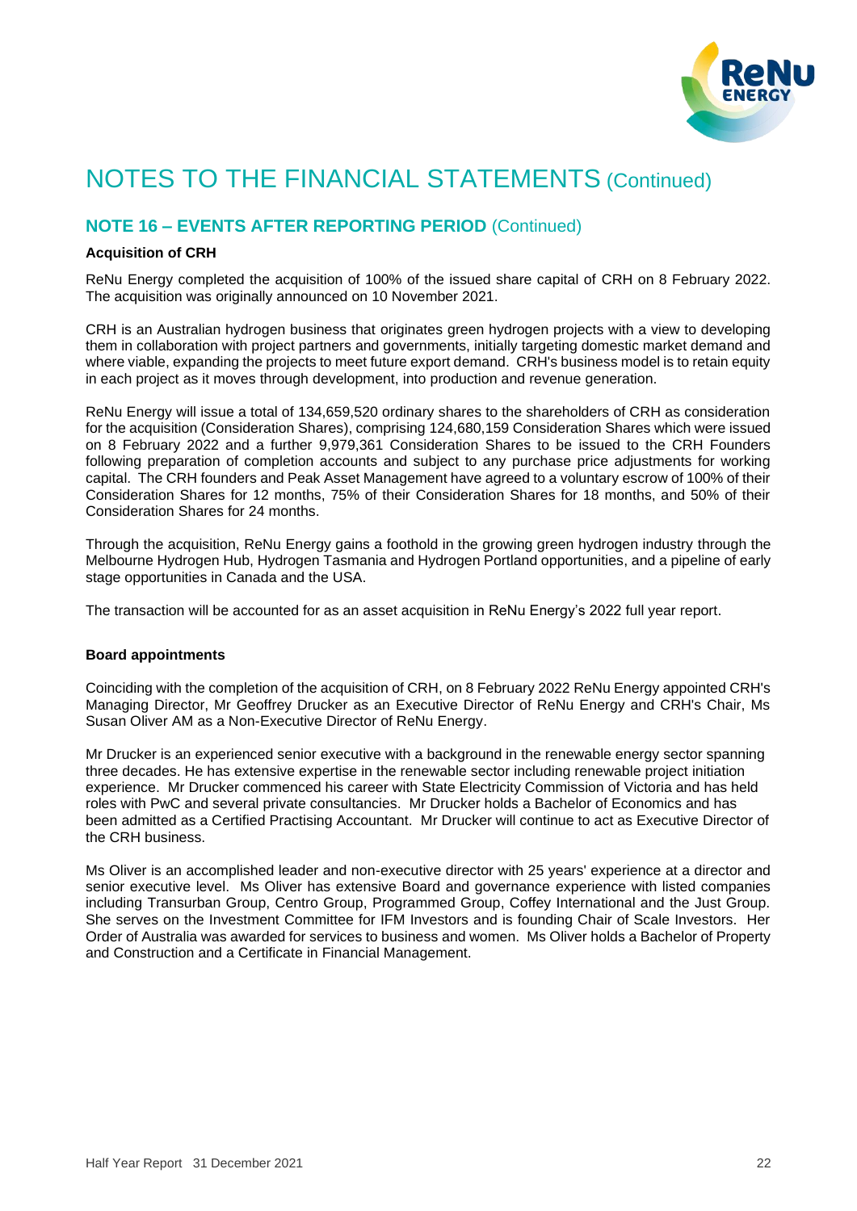# NOTES TO THE FINANCIAL STATEMENTS (Continued)

## NOTE 16 – EVENTS AFTER REPORTING PERIOD (Continued)

**Acquisition of CRH**

ReNu Energy completed the acquisition of 100% of the issued share capital of CRH on 8 February 2022. The acquisition was originally announced on 10 November 2021.

CRH is an Australian hydrogen business that originates green hydrogen projects with a view to developing them in collaboration with project partners and governments, initially targeting domestic market demand and where viable, expanding the projects to meet future export demand. CRH's business model is to retain equity in each project as it moves through development, into production and revenue generation.

ReNu Energy will issue a total of 134,659,520 ordinary shares to the shareholders of CRH as consideration for the acquisition (Consideration Shares), comprising 124,680,159 Consideration Shares which were issued on 8 February 2022 and a further 9,979,361 Consideration Shares to be issued to the CRH Founders following preparation of completion accounts and subject to any purchase price adjustments for working capital. The CRH founders and Peak Asset Management have agreed to a voluntary escrow of 100% of their Consideration Shares for 12 months, 75% of their Consideration Shares for 18 months, and 50% of their Consideration Shares for 24 months.

Through the acquisition, ReNu Energy gains a foothold in the growing green hydrogen industry through the Melbourne Hydrogen Hub, Hydrogen Tasmania and Hydrogen Portland opportunities, and a pipeline of early stage opportunities in Canada and the USA.

The transaction will be accounted for as an asset acquisition in ReNu Energy's 2022 full year report.

**Board appointments**

Coinciding with the completion of the acquisition of CRH, on 8 February 2022 ReNu Energy appointed CRH's Managing Director, Mr Geoffrey Drucker as an Executive Director of ReNu Energy and CRH's Chair, Ms Susan Oliver AM as a Non-Executive Director of ReNu Energy.

Mr Drucker is an experienced senior executive with a background in the renewable energy sector spanning three decades. He has extensive expertise in the renewable sector including renewable project initiation experience. Mr Drucker commenced his career with State Electricity Commission of Victoria and has held roles with PwC and several private consultancies. Mr Drucker holds a Bachelor of Economics and has been admitted as a Certified Practising Accountant. Mr Drucker will continue to act as Executive Director of the CRH business.

Ms Oliver is an accomplished leader and non-executive director with 25 years' experience at a director and senior executive level. Ms Oliver has extensive Board and governance experience with listed companies including Transurban Group, Centro Group, Programmed Group, Coffey International and the Just Group. She serves on the Investment Committee for IFM Investors and is founding Chair of Scale Investors. Her Order of Australia was awarded for services to business and women. Ms Oliver holds a Bachelor of Property and Construction and a Certificate in Financial Management.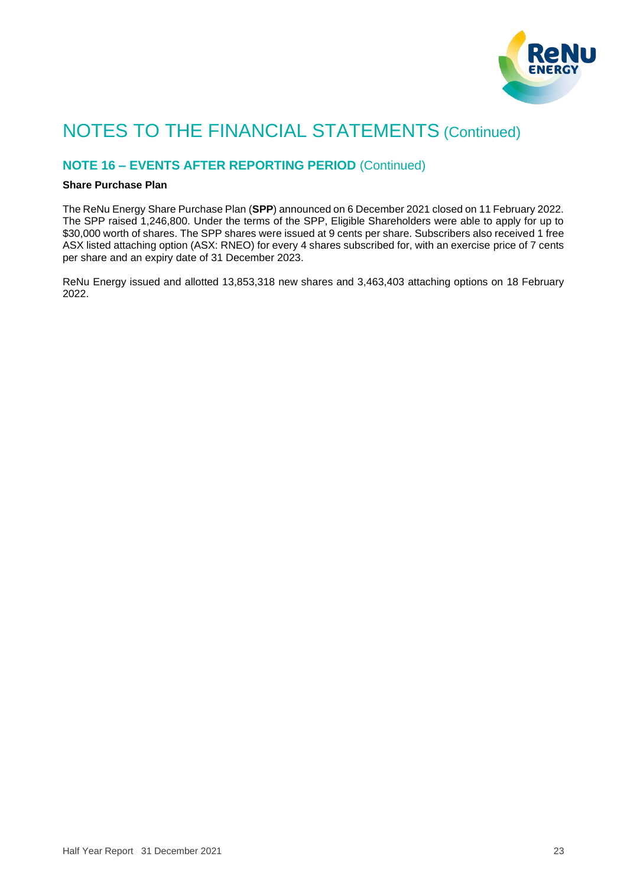# NOTES TO THE FINANCIAL STATEMENTS (Continued)

## NOTE 16 – EVENTS AFTER REPORTING PERIOD (Continued)

**Share Purchase Plan**

The ReNu Energy Share Purchase Plan (**SPP**) announced on 6 December 2021 closed on 11 February 2022. The SPP raised 1,246,800. Under the terms of the SPP, Eligible Shareholders were able to apply for up to $30,000 worth of shares. The SPP shares were issued at 9 cents per share. Subscribers also received 1 free ASX listed attaching option (ASX: RNEO) for every 4 shares subscribed for, with an exercise price of 7 cents per share and an expiry date of 31 December 2023.

ReNu Energy issued and allotted 13,853,318 new shares and 3,463,403 attaching options on 18 February 2022.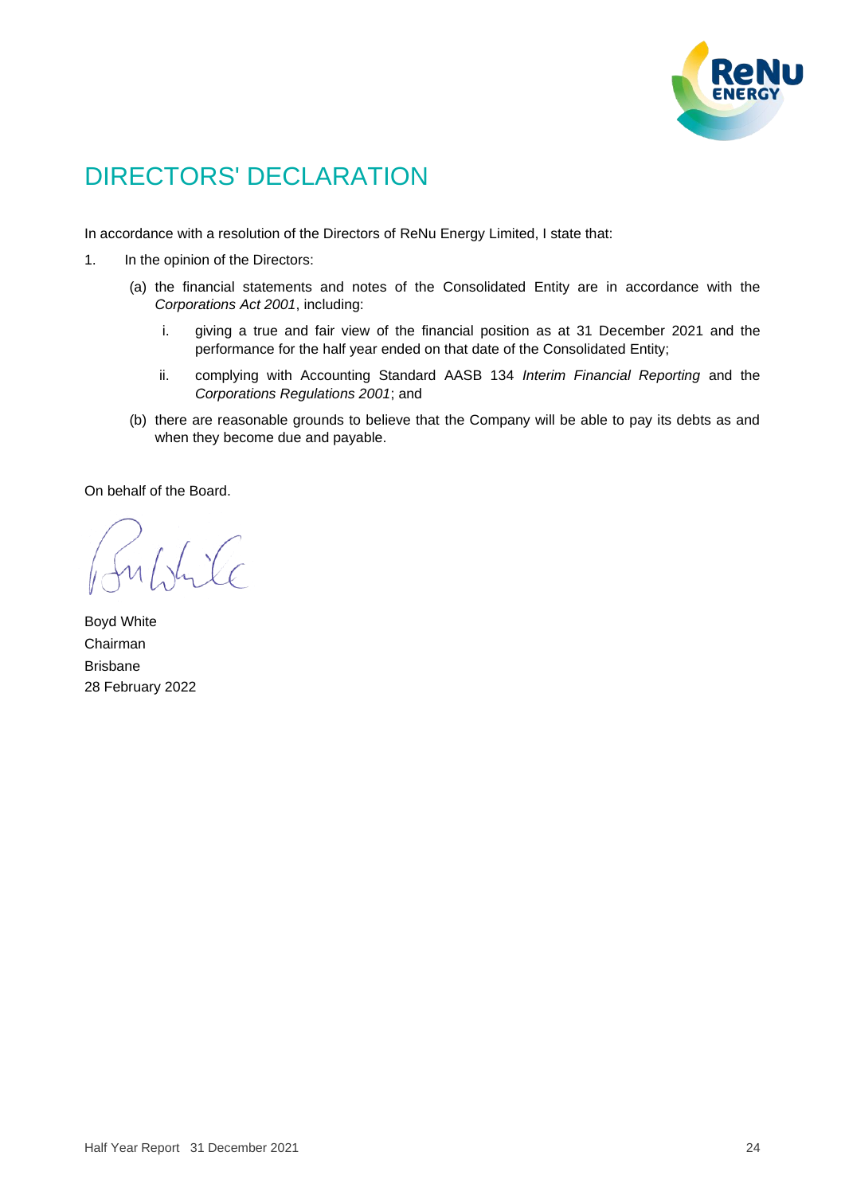# DIRECTORS' DECLARATION

In accordance with a resolution of the Directors of ReNu Energy Limited, I state that:

1. In the opinion of the Directors:

   (a) the financial statements and notes of the Consolidated Entity are in accordance with the *Corporations Act 2001*, including:

      i. giving a true and fair view of the financial position as at 31 December 2021 and the performance for the half year ended on that date of the Consolidated Entity;

      ii. complying with Accounting Standard AASB 134 *Interim Financial Reporting* and the *Corporations Regulations 2001*; and

   (b) there are reasonable grounds to believe that the Company will be able to pay its debts as and when they become due and payable.

On behalf of the Board.

Boyd White
Chairman
Brisbane
28 February 2022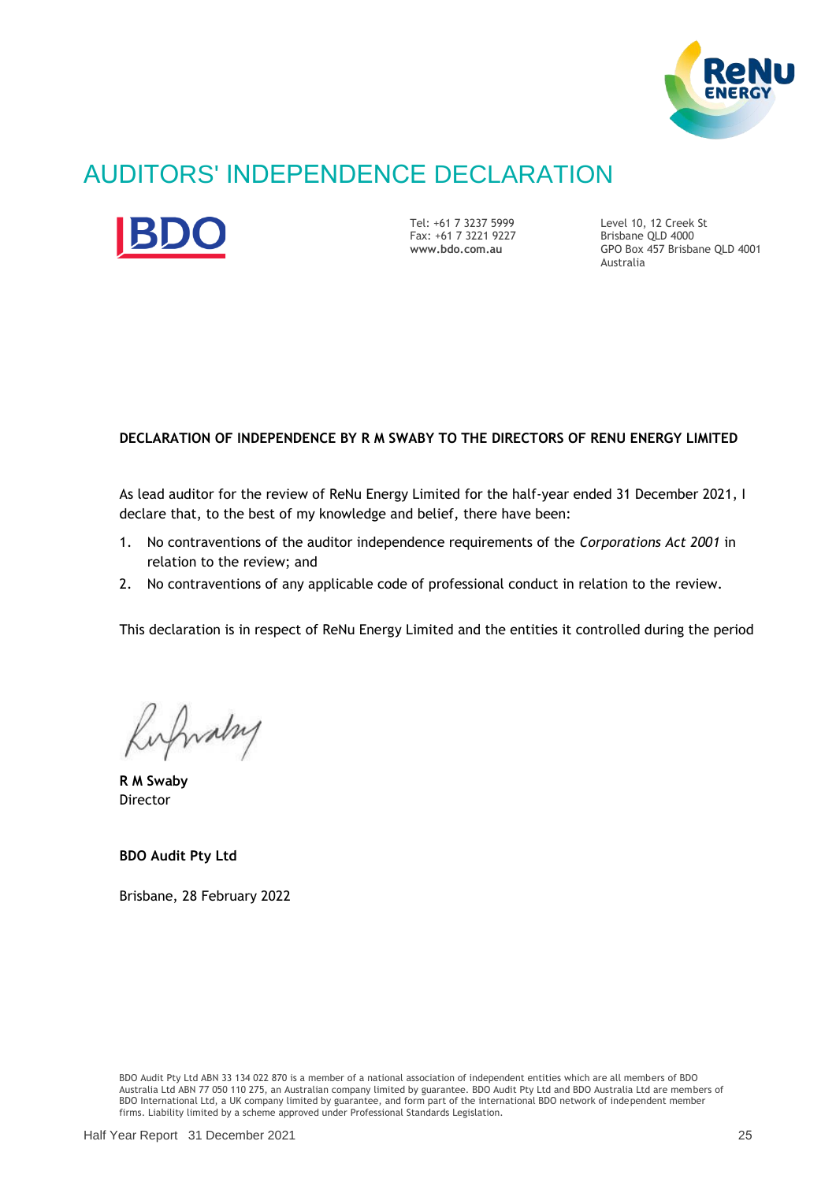# AUDITORS' INDEPENDENCE DECLARATION

Tel: +61 7 3237 5999
Fax: +61 7 3221 9227
**www.bdo.com.au**

Level 10, 12 Creek St
Brisbane QLD 4000
GPO Box 457 Brisbane QLD 4001
Australia

**DECLARATION OF INDEPENDENCE BY R M SWABY TO THE DIRECTORS OF RENU ENERGY LIMITED**

As lead auditor for the review of ReNu Energy Limited for the half-year ended 31 December 2021, I declare that, to the best of my knowledge and belief, there have been:

1. No contraventions of the auditor independence requirements of the *Corporations Act 2001* in relation to the review; and
2. No contraventions of any applicable code of professional conduct in relation to the review.

This declaration is in respect of ReNu Energy Limited and the entities it controlled during the period

**R M Swaby**
Director

**BDO Audit Pty Ltd**

Brisbane, 28 February 2022

BDO Audit Pty Ltd ABN 33 134 022 870 is a member of a national association of independent entities which are all members of BDO Australia Ltd ABN 77 050 110 275, an Australian company limited by guarantee. BDO Audit Pty Ltd and BDO Australia Ltd are members of BDO International Ltd, a UK company limited by guarantee, and form part of the international BDO network of independent member firms. Liability limited by a scheme approved under Professional Standards Legislation.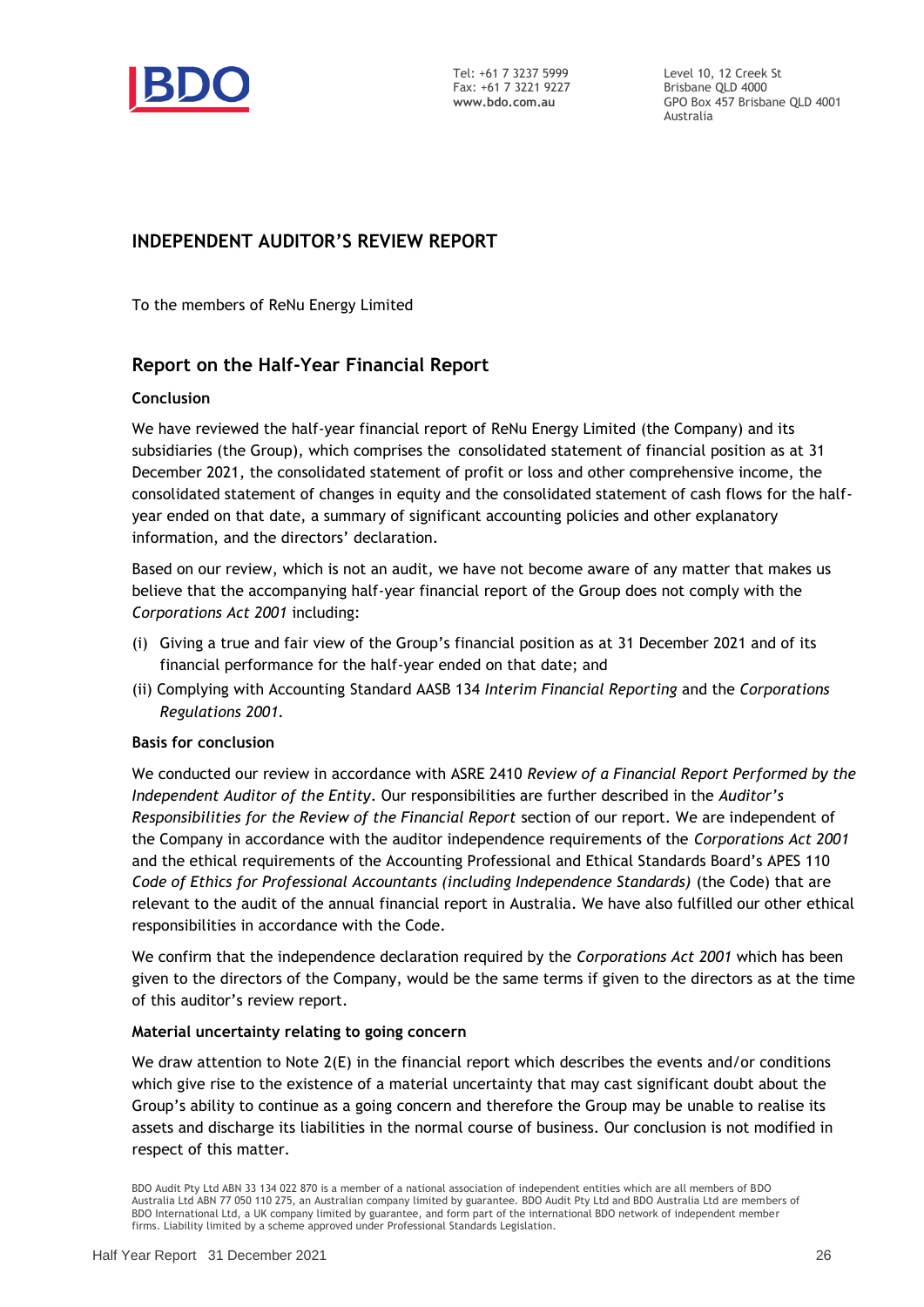Tel: +61 7 3237 5999
Fax: +61 7 3221 9227
**www.bdo.com.au**

Level 10, 12 Creek St
Brisbane QLD 4000
GPO Box 457 Brisbane QLD 4001
Australia

## INDEPENDENT AUDITOR'S REVIEW REPORT

To the members of ReNu Energy Limited

## Report on the Half-Year Financial Report

### Conclusion

We have reviewed the half-year financial report of ReNu Energy Limited (the Company) and its subsidiaries (the Group), which comprises the consolidated statement of financial position as at 31 December 2021, the consolidated statement of profit or loss and other comprehensive income, the consolidated statement of changes in equity and the consolidated statement of cash flows for the half-year ended on that date, a summary of significant accounting policies and other explanatory information, and the directors' declaration.

Based on our review, which is not an audit, we have not become aware of any matter that makes us believe that the accompanying half-year financial report of the Group does not comply with the *Corporations Act 2001* including:

(i) Giving a true and fair view of the Group's financial position as at 31 December 2021 and of its financial performance for the half-year ended on that date; and

(ii) Complying with Accounting Standard AASB 134 *Interim Financial Reporting* and the *Corporations Regulations 2001.*

### Basis for conclusion

We conducted our review in accordance with ASRE 2410 *Review of a Financial Report Performed by the Independent Auditor of the Entity*. Our responsibilities are further described in the *Auditor's Responsibilities for the Review of the Financial Report* section of our report. We are independent of the Company in accordance with the auditor independence requirements of the *Corporations Act 2001* and the ethical requirements of the Accounting Professional and Ethical Standards Board's APES 110 *Code of Ethics for Professional Accountants (including Independence Standards)* (the Code) that are relevant to the audit of the annual financial report in Australia. We have also fulfilled our other ethical responsibilities in accordance with the Code.

We confirm that the independence declaration required by the *Corporations Act 2001* which has been given to the directors of the Company, would be the same terms if given to the directors as at the time of this auditor's review report.

### Material uncertainty relating to going concern

We draw attention to Note 2(E) in the financial report which describes the events and/or conditions which give rise to the existence of a material uncertainty that may cast significant doubt about the Group's ability to continue as a going concern and therefore the Group may be unable to realise its assets and discharge its liabilities in the normal course of business. Our conclusion is not modified in respect of this matter.

BDO Audit Pty Ltd ABN 33 134 022 870 is a member of a national association of independent entities which are all members of BDO Australia Ltd ABN 77 050 110 275, an Australian company limited by guarantee. BDO Audit Pty Ltd and BDO Australia Ltd are members of BDO International Ltd, a UK company limited by guarantee, and form part of the international BDO network of independent member firms. Liability limited by a scheme approved under Professional Standards Legislation.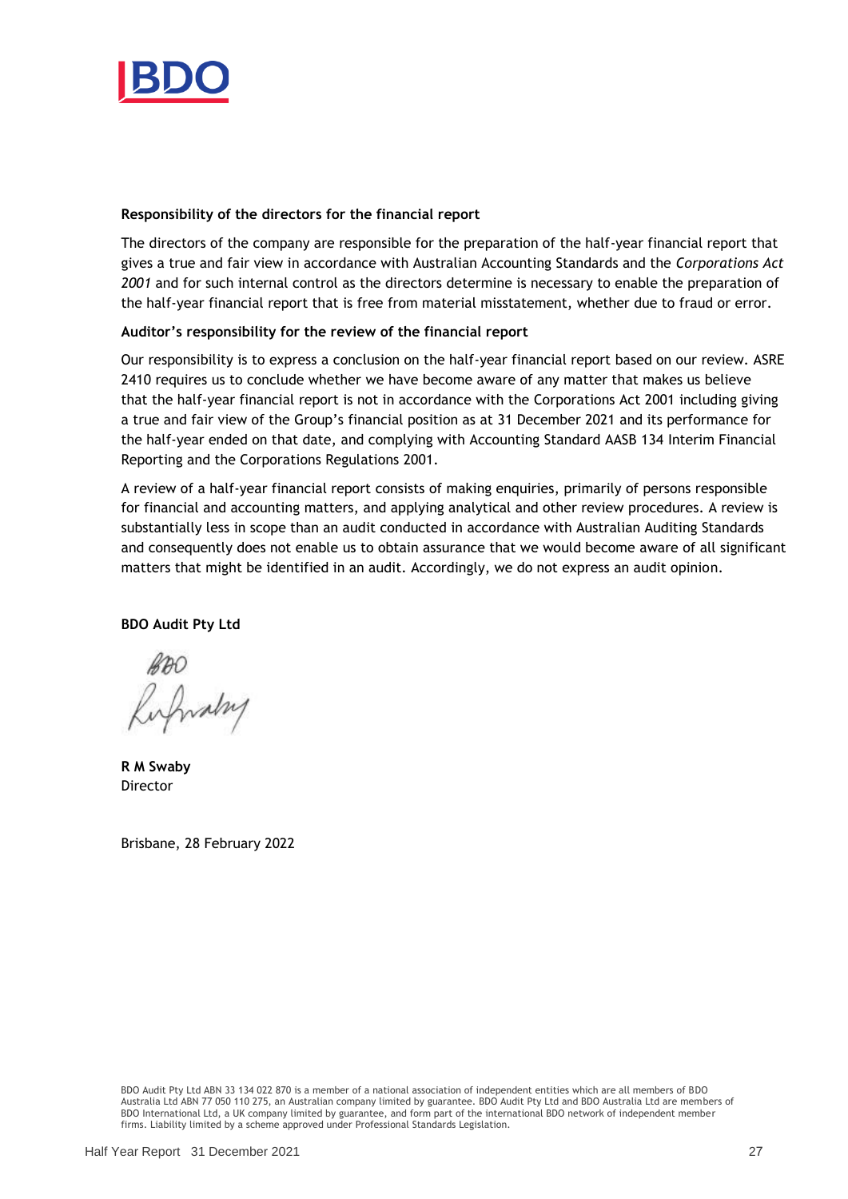**Responsibility of the directors for the financial report**

The directors of the company are responsible for the preparation of the half-year financial report that gives a true and fair view in accordance with Australian Accounting Standards and the *Corporations Act 2001* and for such internal control as the directors determine is necessary to enable the preparation of the half-year financial report that is free from material misstatement, whether due to fraud or error.

**Auditor's responsibility for the review of the financial report**

Our responsibility is to express a conclusion on the half-year financial report based on our review. ASRE 2410 requires us to conclude whether we have become aware of any matter that makes us believe that the half-year financial report is not in accordance with the Corporations Act 2001 including giving a true and fair view of the Group's financial position as at 31 December 2021 and its performance for the half-year ended on that date, and complying with Accounting Standard AASB 134 Interim Financial Reporting and the Corporations Regulations 2001.

A review of a half-year financial report consists of making enquiries, primarily of persons responsible for financial and accounting matters, and applying analytical and other review procedures. A review is substantially less in scope than an audit conducted in accordance with Australian Auditing Standards and consequently does not enable us to obtain assurance that we would become aware of all significant matters that might be identified in an audit. Accordingly, we do not express an audit opinion.

**BDO Audit Pty Ltd**

BDO

**R M Swaby**
Director

Brisbane, 28 February 2022

BDO Audit Pty Ltd ABN 33 134 022 870 is a member of a national association of independent entities which are all members of BDO Australia Ltd ABN 77 050 110 275, an Australian company limited by guarantee. BDO Audit Pty Ltd and BDO Australia Ltd are members of BDO International Ltd, a UK company limited by guarantee, and form part of the international BDO network of independent member firms. Liability limited by a scheme approved under Professional Standards Legislation.